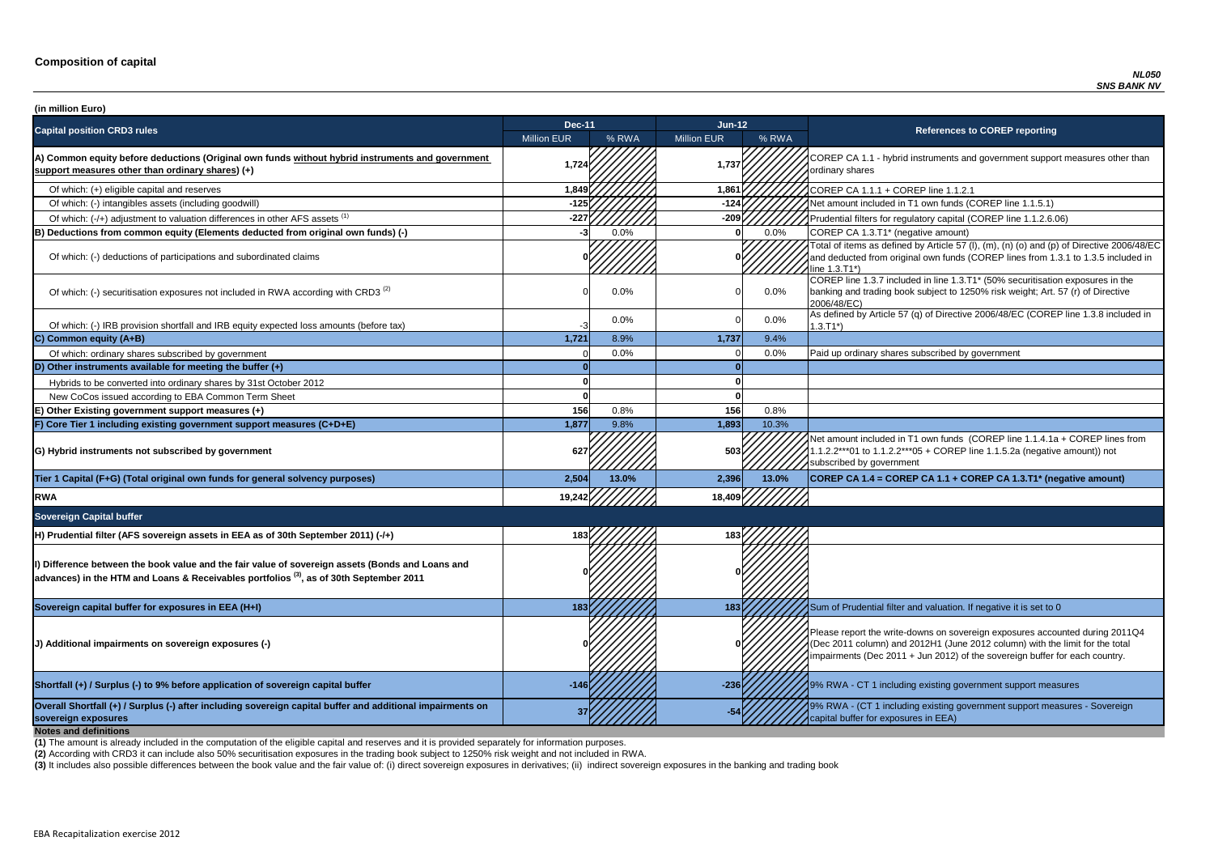# Composition of capital

*NL050*
*SNS BANK NV*

**(in million Euro)**

| Capital position CRD3 rules | Dec-11 | | Jun-12 | | References to COREP reporting |
|---|---|---|---|---|---|
| | Million EUR | % RWA | Million EUR | % RWA | |
| **A) Common equity before deductions (Original own funds without hybrid instruments and government support measures other than ordinary shares) (+)** | 1,724 | | 1,737 | | COREP CA 1.1 - hybrid instruments and government support measures other than ordinary shares |
| Of which: (+) eligible capital and reserves | 1,849 | | 1,861 | | COREP CA 1.1.1 + COREP line 1.1.2.1 |
| Of which: (-) intangibles assets (including goodwill) | -125 | | -124 | | Net amount included in T1 own funds (COREP line 1.1.5.1) |
| Of which: (-/+) adjustment to valuation differences in other AFS assets [1] | -227 | | -209 | | Prudential filters for regulatory capital (COREP line 1.1.2.6.06) |
| **B) Deductions from common equity (Elements deducted from original own funds) (-)** | -3 | 0.0% | 0 | 0.0% | COREP CA 1.3.T1* (negative amount) |
| Of which: (-) deductions of participations and subordinated claims | 0 | | 0 | | Total of items as defined by Article 57 (l), (m), (n) (o) and (p) of Directive 2006/48/EC and deducted from original own funds (COREP lines from 1.3.1 to 1.3.5 included in line 1.3.T1*) |
| Of which: (-) securitisation exposures not included in RWA according with CRD3 [2] | 0 | 0.0% | 0 | 0.0% | COREP line 1.3.7 included in line 1.3.T1* (50% securitisation exposures in the banking and trading book subject to 1250% risk weight; Art. 57 (r) of Directive 2006/48/EC) |
| Of which: (-) IRB provision shortfall and IRB equity expected loss amounts (before tax) | -3 | 0.0% | 0 | 0.0% | As defined by Article 57 (q) of Directive 2006/48/EC (COREP line 1.3.8 included in 1.3.T1*) |
| **C) Common equity (A+B)** | 1,721 | 8.9% | 1,737 | 9.4% | |
| Of which: ordinary shares subscribed by government | 0 | 0.0% | 0 | 0.0% | Paid up ordinary shares subscribed by government |
| **D) Other instruments available for meeting the buffer (+)** | 0 | | 0 | | |
| Hybrids to be converted into ordinary shares by 31st October 2012 | 0 | | 0 | | |
| New CoCos issued according to EBA Common Term Sheet | 0 | | 0 | | |
| **E) Other Existing government support measures (+)** | 156 | 0.8% | 156 | 0.8% | |
| **F) Core Tier 1 including existing government support measures (C+D+E)** | 1,877 | 9.8% | 1,893 | 10.3% | |
| **G) Hybrid instruments not subscribed by government** | 627 | | 503 | | Net amount included in T1 own funds (COREP line 1.1.4.1a + COREP lines from 1.1.2.2***01 to 1.1.2.2***05 + COREP line 1.1.5.2a (negative amount)) not subscribed by government |
| **Tier 1 Capital (F+G) (Total original own funds for general solvency purposes)** | 2,504 | 13.0% | 2,396 | 13.0% | **COREP CA 1.4 = COREP CA 1.1 + COREP CA 1.3.T1* (negative amount)** |
| **RWA** | 19,242 | | 18,409 | | |
| **Sovereign Capital buffer** | | | | | |
| **H) Prudential filter (AFS sovereign assets in EEA as of 30th September 2011) (-/+)** | 183 | | 183 | | |
| **I) Difference between the book value and the fair value of sovereign assets (Bonds and Loans and advances) in the HTM and Loans & Receivables portfolios [3], as of 30th September 2011** | 0 | | 0 | | |
| **Sovereign capital buffer for exposures in EEA (H+I)** | 183 | | 183 | | Sum of Prudential filter and valuation. If negative it is set to 0 |
| **J) Additional impairments on sovereign exposures (-)** | 0 | | 0 | | Please report the write-downs on sovereign exposures accounted during 2011Q4 (Dec 2011 column) and 2012H1 (June 2012 column) with the limit for the total impairments (Dec 2011 + Jun 2012) of the sovereign buffer for each country. |
| **Shortfall (+) / Surplus (-) to 9% before application of sovereign capital buffer** | -146 | | -236 | | 9% RWA - CT 1 including existing government support measures |
| **Overall Shortfall (+) / Surplus (-) after including sovereign capital buffer and additional impairments on sovereign exposures** | 37 | | -54 | | 9% RWA - (CT 1 including existing government support measures - Sovereign capital buffer for exposures in EEA) |

**Notes and definitions**

**(1)** The amount is already included in the computation of the eligible capital and reserves and it is provided separately for information purposes.

**(2)** According with CRD3 it can include also 50% securitisation exposures in the trading book subject to 1250% risk weight and not included in RWA.

**(3)** It includes also possible differences between the book value and the fair value of: (i) direct sovereign exposures in derivatives; (ii) indirect sovereign exposures in the banking and trading book

EBA Recapitalization exercise 2012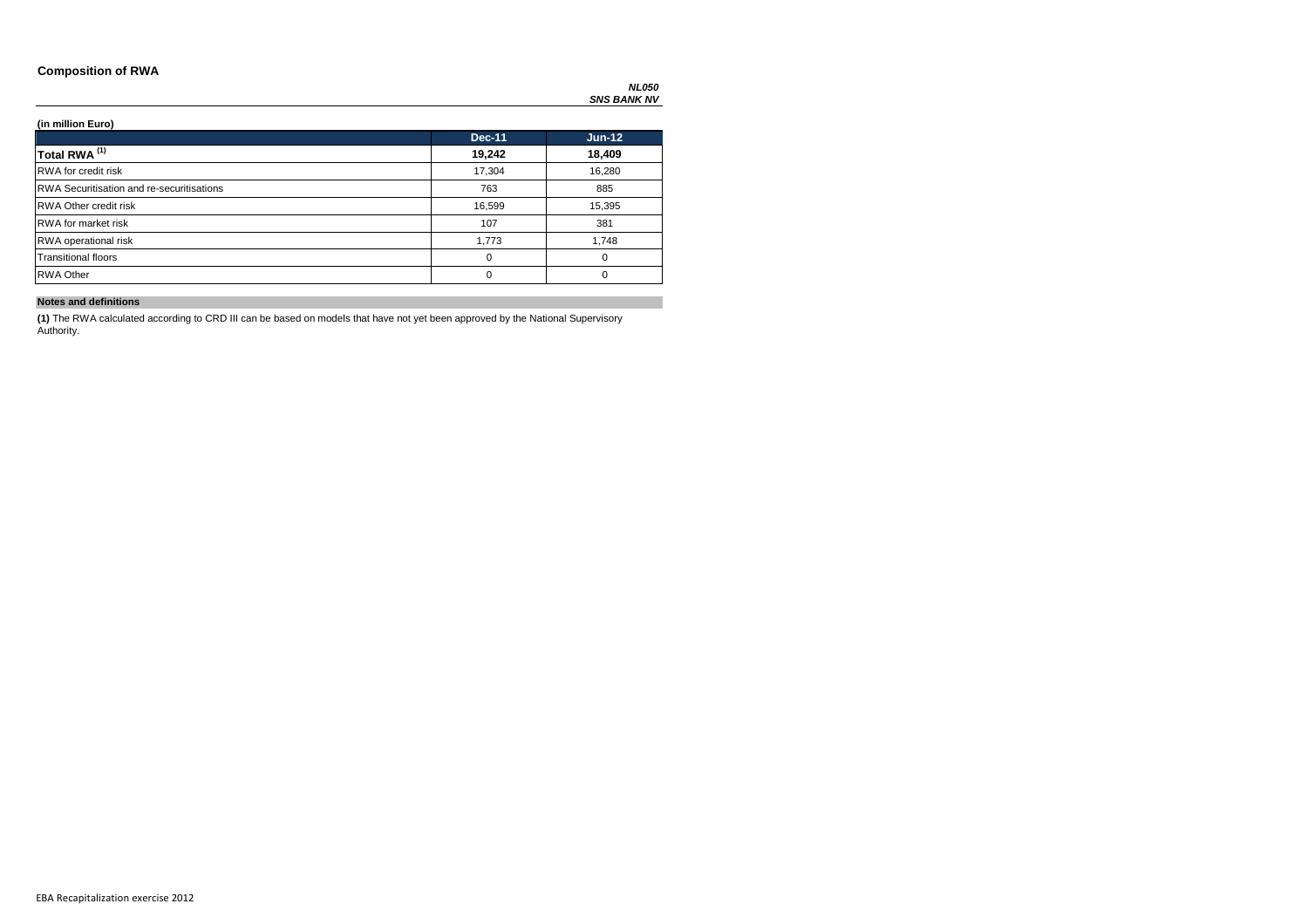## Composition of RWA

***NL050***
***SNS BANK NV***

**(in million Euro)**

| | Dec-11 | Jun-12 |
|---|---|---|
| **Total RWA [1]** | **19,242** | **18,409** |
| RWA for credit risk | 17,304 | 16,280 |
| RWA Securitisation and re-securitisations | 763 | 885 |
| RWA Other credit risk | 16,599 | 15,395 |
| RWA for market risk | 107 | 381 |
| RWA operational risk | 1,773 | 1,748 |
| Transitional floors | 0 | 0 |
| RWA Other | 0 | 0 |

**Notes and definitions**

**(1)** The RWA calculated according to CRD III can be based on models that have not yet been approved by the National Supervisory Authority.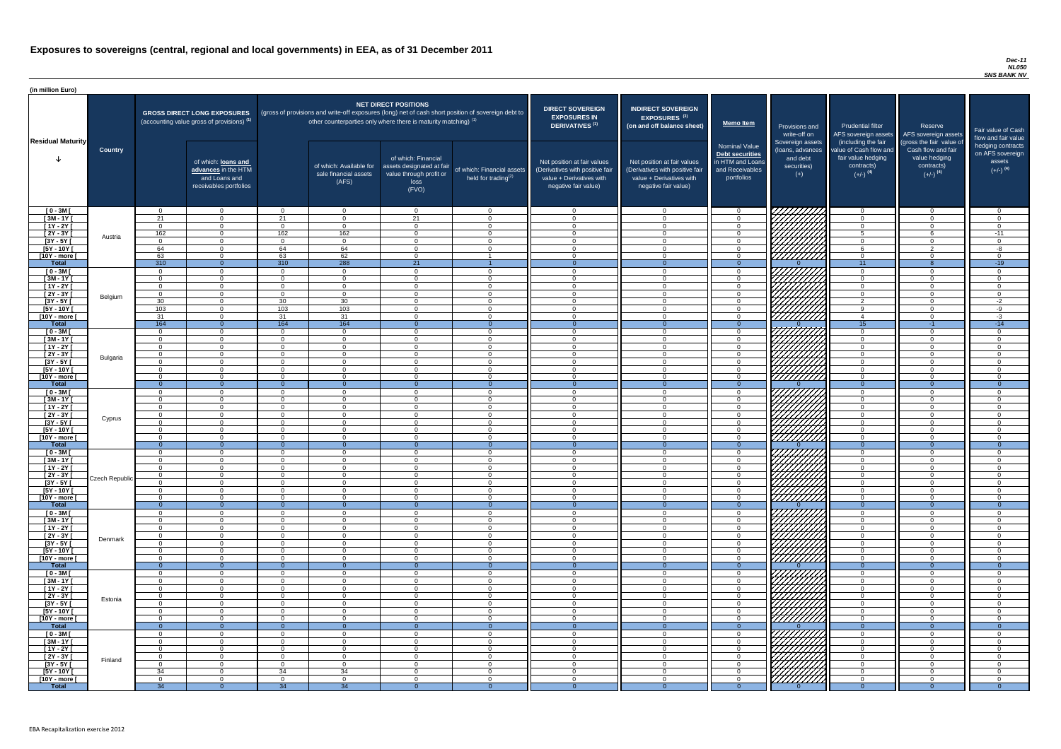# Exposures to sovereigns (central, regional and local governments) in EEA, as of 31 December 2011

*Dec-11*
*NL050*
*SNS BANK NV*

(in million Euro)

| Residual Maturity | Country | GROSS DIRECT LONG EXPOSURES (accounting value gross of provisions) (1) | of which: loans and advances in the HTM and Loans and receivables portfolios | NET DIRECT POSITIONS (gross of provisions and write-off exposures (long) net of cash short position of sovereign debt to other counterparties only where there is maturity matching) (1) | of which: Available for sale financial assets (AFS) | of which: Financial assets designated at fair value through profit or loss (FVO) | of which: Financial assets held for trading(2) | DIRECT SOVEREIGN EXPOSURES IN DERIVATIVES (1) Net position at fair values (Derivatives with positive fair value + Derivatives with negative fair value) | INDIRECT SOVEREIGN EXPOSURES (3) (on and off balance sheet) Net position at fair values (Derivatives with positive fair value + Derivatives with negative fair value) | Memo Item: Nominal Value Debt securities in HTM and Loans and Receivables portfolios | Provisions and write-off on Sovereign assets (loans, advances and debt securities) (+) | Prudential filter AFS sovereign assets (including the fair value of Cash flow and fair value hedging contracts) (+/-) (4) | Reserve AFS sovereign assets (gross the fair value of Cash flow and fair value hedging contracts) (+/-) (4) | Fair value of Cash flow and fair value hedging contracts on AFS sovereign assets (+/-) (4) |
|---|---|---|---|---|---|---|---|---|---|---|---|---|---|---|
| [ 0 - 3M [ | Austria | 0 | 0 | 0 | 0 | 0 | 0 | 0 | 0 | 0 | | 0 | 0 | 0 |
| [ 3M - 1Y [ | | 21 | 0 | 21 | 0 | 21 | 0 | 0 | 0 | 0 | | 0 | 0 | 0 |
| [ 1Y - 2Y [ | | 0 | 0 | 0 | 0 | 0 | 0 | 0 | 0 | 0 | | 0 | 0 | 0 |
| [ 2Y - 3Y [ | | 162 | 0 | 162 | 162 | 0 | 0 | 0 | 0 | 0 | | 5 | 6 | -11 |
| [3Y - 5Y [ | | 0 | 0 | 0 | 0 | 0 | 0 | 0 | 0 | 0 | | 0 | 0 | 0 |
| [5Y - 10Y [ | | 64 | 0 | 64 | 64 | 0 | 0 | 0 | 0 | 0 | | 6 | 2 | -8 |
| [10Y - more [ | | 63 | 0 | 63 | 62 | 0 | 1 | 0 | 0 | 0 | | 0 | 0 | 0 |
| **Total** | | 310 | 0 | 310 | 288 | 21 | 1 | 0 | 0 | 0 | 0 | 11 | 8 | -19 |
| [ 0 - 3M [ | Belgium | 0 | 0 | 0 | 0 | 0 | 0 | 0 | 0 | 0 | | 0 | 0 | 0 |
| [ 3M - 1Y [ | | 0 | 0 | 0 | 0 | 0 | 0 | 0 | 0 | 0 | | 0 | 0 | 0 |
| [ 1Y - 2Y [ | | 0 | 0 | 0 | 0 | 0 | 0 | 0 | 0 | 0 | | 0 | 0 | 0 |
| [ 2Y - 3Y [ | | 0 | 0 | 0 | 0 | 0 | 0 | 0 | 0 | 0 | | 0 | 0 | 0 |
| [3Y - 5Y [ | | 30 | 0 | 30 | 30 | 0 | 0 | 0 | 0 | 0 | | 2 | 0 | -2 |
| [5Y - 10Y [ | | 103 | 0 | 103 | 103 | 0 | 0 | 0 | 0 | 0 | | 9 | 0 | -9 |
| [10Y - more [ | | 31 | 0 | 31 | 31 | 0 | 0 | 0 | 0 | 0 | | 4 | 0 | -3 |
| **Total** | | 164 | 0 | 164 | 164 | 0 | 0 | 0 | 0 | 0 | 0 | 15 | -1 | -14 |
| [ 0 - 3M [ | Bulgaria | 0 | 0 | 0 | 0 | 0 | 0 | 0 | 0 | 0 | | 0 | 0 | 0 |
| [ 3M - 1Y [ | | 0 | 0 | 0 | 0 | 0 | 0 | 0 | 0 | 0 | | 0 | 0 | 0 |
| [ 1Y - 2Y [ | | 0 | 0 | 0 | 0 | 0 | 0 | 0 | 0 | 0 | | 0 | 0 | 0 |
| [ 2Y - 3Y [ | | 0 | 0 | 0 | 0 | 0 | 0 | 0 | 0 | 0 | | 0 | 0 | 0 |
| [3Y - 5Y [ | | 0 | 0 | 0 | 0 | 0 | 0 | 0 | 0 | 0 | | 0 | 0 | 0 |
| [5Y - 10Y [ | | 0 | 0 | 0 | 0 | 0 | 0 | 0 | 0 | 0 | | 0 | 0 | 0 |
| [10Y - more [ | | 0 | 0 | 0 | 0 | 0 | 0 | 0 | 0 | 0 | | 0 | 0 | 0 |
| **Total** | | 0 | 0 | 0 | 0 | 0 | 0 | 0 | 0 | 0 | 0 | 0 | 0 | 0 |
| [ 0 - 3M [ | Cyprus | 0 | 0 | 0 | 0 | 0 | 0 | 0 | 0 | 0 | | 0 | 0 | 0 |
| [ 3M - 1Y [ | | 0 | 0 | 0 | 0 | 0 | 0 | 0 | 0 | 0 | | 0 | 0 | 0 |
| [ 1Y - 2Y [ | | 0 | 0 | 0 | 0 | 0 | 0 | 0 | 0 | 0 | | 0 | 0 | 0 |
| [ 2Y - 3Y [ | | 0 | 0 | 0 | 0 | 0 | 0 | 0 | 0 | 0 | | 0 | 0 | 0 |
| [3Y - 5Y [ | | 0 | 0 | 0 | 0 | 0 | 0 | 0 | 0 | 0 | | 0 | 0 | 0 |
| [5Y - 10Y [ | | 0 | 0 | 0 | 0 | 0 | 0 | 0 | 0 | 0 | | 0 | 0 | 0 |
| [10Y - more [ | | 0 | 0 | 0 | 0 | 0 | 0 | 0 | 0 | 0 | | 0 | 0 | 0 |
| **Total** | | 0 | 0 | 0 | 0 | 0 | 0 | 0 | 0 | 0 | 0 | 0 | 0 | 0 |
| [ 0 - 3M [ | Czech Republic | 0 | 0 | 0 | 0 | 0 | 0 | 0 | 0 | 0 | | 0 | 0 | 0 |
| [ 3M - 1Y [ | | 0 | 0 | 0 | 0 | 0 | 0 | 0 | 0 | 0 | | 0 | 0 | 0 |
| [ 1Y - 2Y [ | | 0 | 0 | 0 | 0 | 0 | 0 | 0 | 0 | 0 | | 0 | 0 | 0 |
| [ 2Y - 3Y [ | | 0 | 0 | 0 | 0 | 0 | 0 | 0 | 0 | 0 | | 0 | 0 | 0 |
| [3Y - 5Y [ | | 0 | 0 | 0 | 0 | 0 | 0 | 0 | 0 | 0 | | 0 | 0 | 0 |
| [5Y - 10Y [ | | 0 | 0 | 0 | 0 | 0 | 0 | 0 | 0 | 0 | | 0 | 0 | 0 |
| [10Y - more [ | | 0 | 0 | 0 | 0 | 0 | 0 | 0 | 0 | 0 | | 0 | 0 | 0 |
| **Total** | | 0 | 0 | 0 | 0 | 0 | 0 | 0 | 0 | 0 | 0 | 0 | 0 | 0 |
| [ 0 - 3M [ | Denmark | 0 | 0 | 0 | 0 | 0 | 0 | 0 | 0 | 0 | | 0 | 0 | 0 |
| [ 3M - 1Y [ | | 0 | 0 | 0 | 0 | 0 | 0 | 0 | 0 | 0 | | 0 | 0 | 0 |
| [ 1Y - 2Y [ | | 0 | 0 | 0 | 0 | 0 | 0 | 0 | 0 | 0 | | 0 | 0 | 0 |
| [ 2Y - 3Y [ | | 0 | 0 | 0 | 0 | 0 | 0 | 0 | 0 | 0 | | 0 | 0 | 0 |
| [3Y - 5Y [ | | 0 | 0 | 0 | 0 | 0 | 0 | 0 | 0 | 0 | | 0 | 0 | 0 |
| [5Y - 10Y [ | | 0 | 0 | 0 | 0 | 0 | 0 | 0 | 0 | 0 | | 0 | 0 | 0 |
| [10Y - more [ | | 0 | 0 | 0 | 0 | 0 | 0 | 0 | 0 | 0 | | 0 | 0 | 0 |
| **Total** | | 0 | 0 | 0 | 0 | 0 | 0 | 0 | 0 | 0 | 0 | 0 | 0 | 0 |
| [ 0 - 3M [ | Estonia | 0 | 0 | 0 | 0 | 0 | 0 | 0 | 0 | 0 | | 0 | 0 | 0 |
| [ 3M - 1Y [ | | 0 | 0 | 0 | 0 | 0 | 0 | 0 | 0 | 0 | | 0 | 0 | 0 |
| [ 1Y - 2Y [ | | 0 | 0 | 0 | 0 | 0 | 0 | 0 | 0 | 0 | | 0 | 0 | 0 |
| [ 2Y - 3Y [ | | 0 | 0 | 0 | 0 | 0 | 0 | 0 | 0 | 0 | | 0 | 0 | 0 |
| [3Y - 5Y [ | | 0 | 0 | 0 | 0 | 0 | 0 | 0 | 0 | 0 | | 0 | 0 | 0 |
| [5Y - 10Y [ | | 0 | 0 | 0 | 0 | 0 | 0 | 0 | 0 | 0 | | 0 | 0 | 0 |
| [10Y - more [ | | 0 | 0 | 0 | 0 | 0 | 0 | 0 | 0 | 0 | | 0 | 0 | 0 |
| **Total** | | 0 | 0 | 0 | 0 | 0 | 0 | 0 | 0 | 0 | 0 | 0 | 0 | 0 |
| [ 0 - 3M [ | Finland | 0 | 0 | 0 | 0 | 0 | 0 | 0 | 0 | 0 | | 0 | 0 | 0 |
| [ 3M - 1Y [ | | 0 | 0 | 0 | 0 | 0 | 0 | 0 | 0 | 0 | | 0 | 0 | 0 |
| [ 1Y - 2Y [ | | 0 | 0 | 0 | 0 | 0 | 0 | 0 | 0 | 0 | | 0 | 0 | 0 |
| [ 2Y - 3Y [ | | 0 | 0 | 0 | 0 | 0 | 0 | 0 | 0 | 0 | | 0 | 0 | 0 |
| [3Y - 5Y [ | | 0 | 0 | 0 | 0 | 0 | 0 | 0 | 0 | 0 | | 0 | 0 | 0 |
| [5Y - 10Y [ | | 34 | 0 | 34 | 34 | 0 | 0 | 0 | 0 | 0 | | 0 | 0 | 0 |
| [10Y - more [ | | 0 | 0 | 0 | 0 | 0 | 0 | 0 | 0 | 0 | | 0 | 0 | 0 |
| **Total** | | 34 | 0 | 34 | 34 | 0 | 0 | 0 | 0 | 0 | 0 | 0 | 0 | 0 |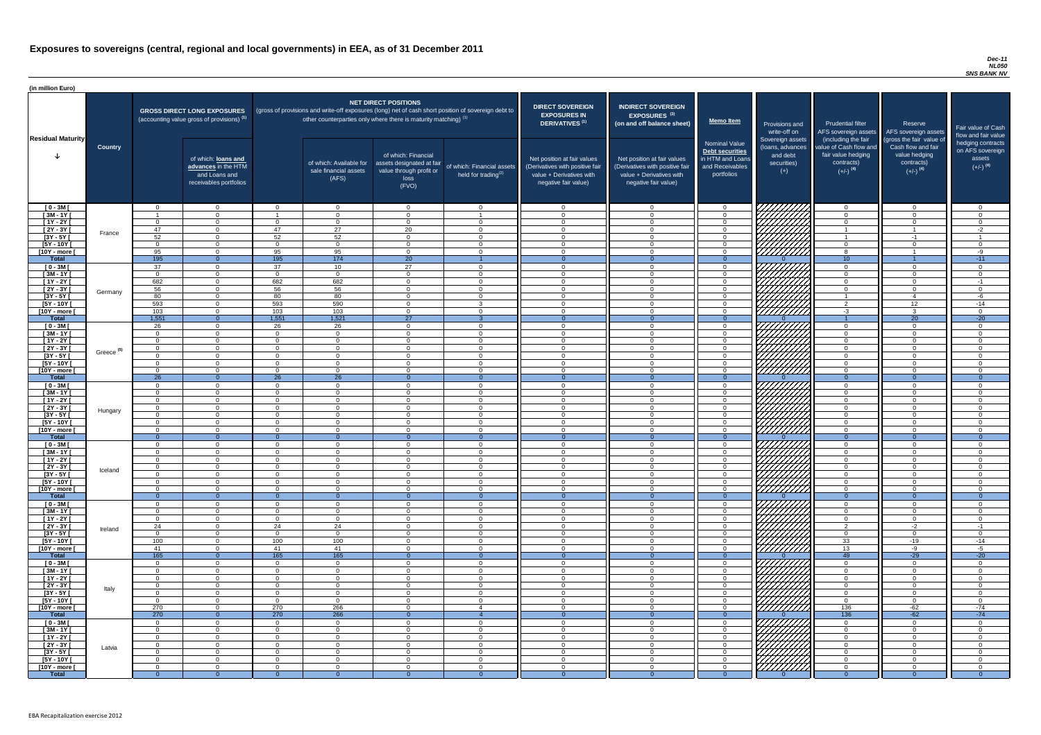# Exposures to sovereigns (central, regional and local governments) in EEA, as of 31 December 2011

*Dec-11*
*NL050*
*SNS BANK NV*

(in million Euro)

| Residual Maturity | Country | GROSS DIRECT LONG EXPOSURES (accounting value gross of provisions) (1) | of which: loans and advances in the HTM and Loans and receivables portfolios | NET DIRECT POSITIONS (gross of provisions and write-off exposures (long) net of cash short position of sovereign debt to other counterparties only where there is maturity matching) (1) | of which: Available for sale financial assets (AFS) | of which: Financial assets designated at fair value through profit or loss (FVO) | of which: Financial assets held for trading (2) | DIRECT SOVEREIGN EXPOSURES IN DERIVATIVES (1) Net position at fair values (Derivatives with positive fair value + Derivatives with negative fair value) | INDIRECT SOVEREIGN EXPOSURES (3) (on and off balance sheet) Net position at fair values (Derivatives with positive fair value + Derivatives with negative fair value) | Memo Item: Nominal Value Debt securities in HTM and Loans and Receivables portfolios | Provisions and write-off on Sovereign assets (loans, advances and debt securities) (+) | Prudential filter AFS sovereign assets (including the fair value of Cash flow and fair value hedging contracts) (+/-) (4) | Reserve AFS sovereign assets (gross the fair value of Cash flow and fair value hedging contracts) (+/-) (4) | Fair value of Cash flow and fair value hedging contracts on AFS sovereign assets (+/-) (4) |
|---|---|---|---|---|---|---|---|---|---|---|---|---|---|---|
| [ 0 - 3M [ | France | 0 | 0 | 0 | 0 | 0 | 0 | 0 | 0 | 0 | | 0 | 0 | 0 |
| [ 3M - 1Y [ | | 1 | 0 | 1 | 0 | 0 | 1 | 0 | 0 | 0 | | 0 | 0 | 0 |
| [ 1Y - 2Y [ | | 0 | 0 | 0 | 0 | 0 | 0 | 0 | 0 | 0 | | 0 | 0 | 0 |
| [ 2Y - 3Y [ | | 47 | 0 | 47 | 27 | 20 | 0 | 0 | 0 | 0 | | 1 | 1 | -2 |
| [3Y - 5Y [ | | 52 | 0 | 52 | 52 | 0 | 0 | 0 | 0 | 0 | | 1 | -1 | 1 |
| [5Y - 10Y [ | | 0 | 0 | 0 | 0 | 0 | 0 | 0 | 0 | 0 | | 0 | 0 | 0 |
| [10Y - more [ | | 95 | 0 | 95 | 95 | 0 | 0 | 0 | 0 | 0 | | 8 | 1 | -9 |
| **Total** | | 195 | 0 | 195 | 174 | 20 | 1 | 0 | 0 | 0 | 0 | 10 | 1 | -11 |
| [ 0 - 3M [ | Germany | 37 | 0 | 37 | 10 | 27 | 0 | 0 | 0 | 0 | | 0 | 0 | 0 |
| [ 3M - 1Y [ | | 0 | 0 | 0 | 0 | 0 | 0 | 0 | 0 | 0 | | 0 | 0 | 0 |
| [ 1Y - 2Y [ | | 682 | 0 | 682 | 682 | 0 | 0 | 0 | 0 | 0 | | 0 | 0 | -1 |
| [ 2Y - 3Y [ | | 56 | 0 | 56 | 56 | 0 | 0 | 0 | 0 | 0 | | 0 | 0 | 0 |
| [3Y - 5Y [ | | 80 | 0 | 80 | 80 | 0 | 0 | 0 | 0 | 0 | | 1 | 4 | -6 |
| [5Y - 10Y [ | | 593 | 0 | 593 | 590 | 0 | 3 | 0 | 0 | 0 | | 2 | 12 | -14 |
| [10Y - more [ | | 103 | 0 | 103 | 103 | 0 | 0 | 0 | 0 | 0 | | -3 | 3 | 0 |
| **Total** | | 1,551 | 0 | 1,551 | 1,521 | 27 | 3 | 0 | 0 | 0 | 0 | 1 | 20 | -20 |
| [ 0 - 3M [ | Greece (5) | 26 | 0 | 26 | 26 | 0 | 0 | 0 | 0 | 0 | | 0 | 0 | 0 |
| [ 3M - 1Y [ | | 0 | 0 | 0 | 0 | 0 | 0 | 0 | 0 | 0 | | 0 | 0 | 0 |
| [ 1Y - 2Y [ | | 0 | 0 | 0 | 0 | 0 | 0 | 0 | 0 | 0 | | 0 | 0 | 0 |
| [ 2Y - 3Y [ | | 0 | 0 | 0 | 0 | 0 | 0 | 0 | 0 | 0 | | 0 | 0 | 0 |
| [3Y - 5Y [ | | 0 | 0 | 0 | 0 | 0 | 0 | 0 | 0 | 0 | | 0 | 0 | 0 |
| [5Y - 10Y [ | | 0 | 0 | 0 | 0 | 0 | 0 | 0 | 0 | 0 | | 0 | 0 | 0 |
| [10Y - more [ | | 0 | 0 | 0 | 0 | 0 | 0 | 0 | 0 | 0 | | 0 | 0 | 0 |
| **Total** | | 26 | 0 | 26 | 26 | 0 | 0 | 0 | 0 | 0 | 0 | 0 | 0 | 0 |
| [ 0 - 3M [ | Hungary | 0 | 0 | 0 | 0 | 0 | 0 | 0 | 0 | 0 | | 0 | 0 | 0 |
| [ 3M - 1Y [ | | 0 | 0 | 0 | 0 | 0 | 0 | 0 | 0 | 0 | | 0 | 0 | 0 |
| [ 1Y - 2Y [ | | 0 | 0 | 0 | 0 | 0 | 0 | 0 | 0 | 0 | | 0 | 0 | 0 |
| [ 2Y - 3Y [ | | 0 | 0 | 0 | 0 | 0 | 0 | 0 | 0 | 0 | | 0 | 0 | 0 |
| [3Y - 5Y [ | | 0 | 0 | 0 | 0 | 0 | 0 | 0 | 0 | 0 | | 0 | 0 | 0 |
| [5Y - 10Y [ | | 0 | 0 | 0 | 0 | 0 | 0 | 0 | 0 | 0 | | 0 | 0 | 0 |
| [10Y - more [ | | 0 | 0 | 0 | 0 | 0 | 0 | 0 | 0 | 0 | | 0 | 0 | 0 |
| **Total** | | 0 | 0 | 0 | 0 | 0 | 0 | 0 | 0 | 0 | 0 | 0 | 0 | 0 |
| [ 0 - 3M [ | Iceland | 0 | 0 | 0 | 0 | 0 | 0 | 0 | 0 | 0 | | 0 | 0 | 0 |
| [ 3M - 1Y [ | | 0 | 0 | 0 | 0 | 0 | 0 | 0 | 0 | 0 | | 0 | 0 | 0 |
| [ 1Y - 2Y [ | | 0 | 0 | 0 | 0 | 0 | 0 | 0 | 0 | 0 | | 0 | 0 | 0 |
| [ 2Y - 3Y [ | | 0 | 0 | 0 | 0 | 0 | 0 | 0 | 0 | 0 | | 0 | 0 | 0 |
| [3Y - 5Y [ | | 0 | 0 | 0 | 0 | 0 | 0 | 0 | 0 | 0 | | 0 | 0 | 0 |
| [5Y - 10Y [ | | 0 | 0 | 0 | 0 | 0 | 0 | 0 | 0 | 0 | | 0 | 0 | 0 |
| [10Y - more [ | | 0 | 0 | 0 | 0 | 0 | 0 | 0 | 0 | 0 | | 0 | 0 | 0 |
| **Total** | | 0 | 0 | 0 | 0 | 0 | 0 | 0 | 0 | 0 | 0 | 0 | 0 | 0 |
| [ 0 - 3M [ | Ireland | 0 | 0 | 0 | 0 | 0 | 0 | 0 | 0 | 0 | | 0 | 0 | 0 |
| [ 3M - 1Y [ | | 0 | 0 | 0 | 0 | 0 | 0 | 0 | 0 | 0 | | 0 | 0 | 0 |
| [ 1Y - 2Y [ | | 0 | 0 | 0 | 0 | 0 | 0 | 0 | 0 | 0 | | 0 | 0 | 0 |
| [ 2Y - 3Y [ | | 24 | 0 | 24 | 24 | 0 | 0 | 0 | 0 | 0 | | 2 | -2 | -1 |
| [3Y - 5Y [ | | 0 | 0 | 0 | 0 | 0 | 0 | 0 | 0 | 0 | | 0 | 0 | 0 |
| [5Y - 10Y [ | | 100 | 0 | 100 | 100 | 0 | 0 | 0 | 0 | 0 | | 33 | -19 | -14 |
| [10Y - more [ | | 41 | 0 | 41 | 41 | 0 | 0 | 0 | 0 | 0 | | 13 | -9 | -5 |
| **Total** | | 165 | 0 | 165 | 165 | 0 | 0 | 0 | 0 | 0 | 0 | 49 | -29 | -20 |
| [ 0 - 3M [ | Italy | 0 | 0 | 0 | 0 | 0 | 0 | 0 | 0 | 0 | | 0 | 0 | 0 |
| [ 3M - 1Y [ | | 0 | 0 | 0 | 0 | 0 | 0 | 0 | 0 | 0 | | 0 | 0 | 0 |
| [ 1Y - 2Y [ | | 0 | 0 | 0 | 0 | 0 | 0 | 0 | 0 | 0 | | 0 | 0 | 0 |
| [ 2Y - 3Y [ | | 0 | 0 | 0 | 0 | 0 | 0 | 0 | 0 | 0 | | 0 | 0 | 0 |
| [3Y - 5Y [ | | 0 | 0 | 0 | 0 | 0 | 0 | 0 | 0 | 0 | | 0 | 0 | 0 |
| [5Y - 10Y [ | | 0 | 0 | 0 | 0 | 0 | 0 | 0 | 0 | 0 | | 0 | 0 | 0 |
| [10Y - more [ | | 270 | 0 | 270 | 266 | 0 | 4 | 0 | 0 | 0 | | 136 | -62 | -74 |
| **Total** | | 270 | 0 | 270 | 266 | 0 | 4 | 0 | 0 | 0 | 0 | 136 | -62 | -74 |
| [ 0 - 3M [ | Latvia | 0 | 0 | 0 | 0 | 0 | 0 | 0 | 0 | 0 | | 0 | 0 | 0 |
| [ 3M - 1Y [ | | 0 | 0 | 0 | 0 | 0 | 0 | 0 | 0 | 0 | | 0 | 0 | 0 |
| [ 1Y - 2Y [ | | 0 | 0 | 0 | 0 | 0 | 0 | 0 | 0 | 0 | | 0 | 0 | 0 |
| [ 2Y - 3Y [ | | 0 | 0 | 0 | 0 | 0 | 0 | 0 | 0 | 0 | | 0 | 0 | 0 |
| [3Y - 5Y [ | | 0 | 0 | 0 | 0 | 0 | 0 | 0 | 0 | 0 | | 0 | 0 | 0 |
| [5Y - 10Y [ | | 0 | 0 | 0 | 0 | 0 | 0 | 0 | 0 | 0 | | 0 | 0 | 0 |
| [10Y - more [ | | 0 | 0 | 0 | 0 | 0 | 0 | 0 | 0 | 0 | | 0 | 0 | 0 |
| **Total** | | 0 | 0 | 0 | 0 | 0 | 0 | 0 | 0 | 0 | 0 | 0 | 0 | 0 |

EBA Recapitalization exercise 2012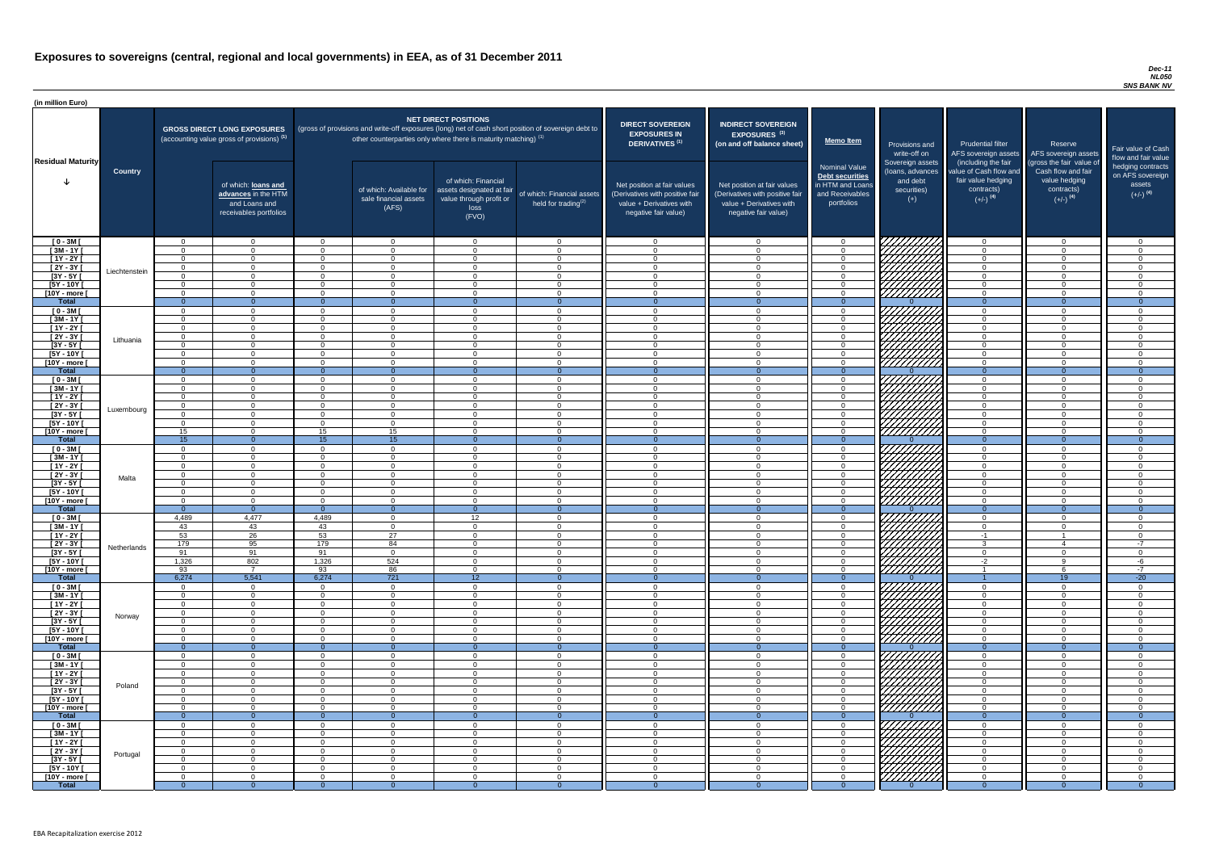# Exposures to sovereigns (central, regional and local governments) in EEA, as of 31 December 2011

*Dec-11*
*NL050*
*SNS BANK NV*

(in million Euro)

| Residual Maturity | Country | GROSS DIRECT LONG EXPOSURES (accounting value gross of provisions) (1) | of which: loans and advances in the HTM and Loans and receivables portfolios | NET DIRECT POSITIONS (gross of provisions and write-off exposures (long) net of cash short position of sovereign debt to other counterparties only where there is maturity matching) (1) | of which: Available for sale financial assets (AFS) | of which: Financial assets designated at fair value through profit or loss (FVO) | of which: Financial assets held for trading(2) | DIRECT SOVEREIGN EXPOSURES IN DERIVATIVES (1) Net position at fair values (Derivatives with positive fair value + Derivatives with negative fair value) | INDIRECT SOVEREIGN EXPOSURES (3) (on and off balance sheet) Net position at fair values (Derivatives with positive fair value + Derivatives with negative fair value) | Memo Item Nominal Value Debt securities in HTM and Loans and Receivables portfolios | Provisions and write-off on Sovereign assets (loans, advances and debt securities) (+) | Prudential filter AFS sovereign assets (including the fair value of Cash flow and fair value hedging contracts) (+/-) (4) | Reserve AFS sovereign assets (gross the fair value of Cash flow and fair value hedging contracts) (+/-) (4) | Fair value of Cash flow and fair value hedging contracts on AFS sovereign assets (+/-) (4) |
|---|---|---|---|---|---|---|---|---|---|---|---|---|---|---|
| [ 0 - 3M [ | Liechtenstein | 0 | 0 | 0 | 0 | 0 | 0 | 0 | 0 | 0 | | 0 | 0 | 0 |
| [ 3M - 1Y [ | | 0 | 0 | 0 | 0 | 0 | 0 | 0 | 0 | 0 | | 0 | 0 | 0 |
| [ 1Y - 2Y [ | | 0 | 0 | 0 | 0 | 0 | 0 | 0 | 0 | 0 | | 0 | 0 | 0 |
| [ 2Y - 3Y [ | | 0 | 0 | 0 | 0 | 0 | 0 | 0 | 0 | 0 | | 0 | 0 | 0 |
| [3Y - 5Y [ | | 0 | 0 | 0 | 0 | 0 | 0 | 0 | 0 | 0 | | 0 | 0 | 0 |
| [5Y - 10Y [ | | 0 | 0 | 0 | 0 | 0 | 0 | 0 | 0 | 0 | | 0 | 0 | 0 |
| [10Y - more [ | | 0 | 0 | 0 | 0 | 0 | 0 | 0 | 0 | 0 | | 0 | 0 | 0 |
| Total | | 0 | 0 | 0 | 0 | 0 | 0 | 0 | 0 | 0 | 0 | 0 | 0 | 0 |
| [ 0 - 3M [ | Lithuania | 0 | 0 | 0 | 0 | 0 | 0 | 0 | 0 | 0 | | 0 | 0 | 0 |
| [ 3M - 1Y [ | | 0 | 0 | 0 | 0 | 0 | 0 | 0 | 0 | 0 | | 0 | 0 | 0 |
| [ 1Y - 2Y [ | | 0 | 0 | 0 | 0 | 0 | 0 | 0 | 0 | 0 | | 0 | 0 | 0 |
| [ 2Y - 3Y [ | | 0 | 0 | 0 | 0 | 0 | 0 | 0 | 0 | 0 | | 0 | 0 | 0 |
| [3Y - 5Y [ | | 0 | 0 | 0 | 0 | 0 | 0 | 0 | 0 | 0 | | 0 | 0 | 0 |
| [5Y - 10Y [ | | 0 | 0 | 0 | 0 | 0 | 0 | 0 | 0 | 0 | | 0 | 0 | 0 |
| [10Y - more [ | | 0 | 0 | 0 | 0 | 0 | 0 | 0 | 0 | 0 | | 0 | 0 | 0 |
| Total | | 0 | 0 | 0 | 0 | 0 | 0 | 0 | 0 | 0 | 0 | 0 | 0 | 0 |
| [ 0 - 3M [ | Luxembourg | 0 | 0 | 0 | 0 | 0 | 0 | 0 | 0 | 0 | | 0 | 0 | 0 |
| [ 3M - 1Y [ | | 0 | 0 | 0 | 0 | 0 | 0 | 0 | 0 | 0 | | 0 | 0 | 0 |
| [ 1Y - 2Y [ | | 0 | 0 | 0 | 0 | 0 | 0 | 0 | 0 | 0 | | 0 | 0 | 0 |
| [ 2Y - 3Y [ | | 0 | 0 | 0 | 0 | 0 | 0 | 0 | 0 | 0 | | 0 | 0 | 0 |
| [3Y - 5Y [ | | 0 | 0 | 0 | 0 | 0 | 0 | 0 | 0 | 0 | | 0 | 0 | 0 |
| [5Y - 10Y [ | | 0 | 0 | 0 | 0 | 0 | 0 | 0 | 0 | 0 | | 0 | 0 | 0 |
| [10Y - more [ | | 15 | 0 | 15 | 15 | 0 | 0 | 0 | 0 | 0 | | 0 | 0 | 0 |
| Total | | 15 | 0 | 15 | 15 | 0 | 0 | 0 | 0 | 0 | 0 | 0 | 0 | 0 |
| [ 0 - 3M [ | Malta | 0 | 0 | 0 | 0 | 0 | 0 | 0 | 0 | 0 | | 0 | 0 | 0 |
| [ 3M - 1Y [ | | 0 | 0 | 0 | 0 | 0 | 0 | 0 | 0 | 0 | | 0 | 0 | 0 |
| [ 1Y - 2Y [ | | 0 | 0 | 0 | 0 | 0 | 0 | 0 | 0 | 0 | | 0 | 0 | 0 |
| [ 2Y - 3Y [ | | 0 | 0 | 0 | 0 | 0 | 0 | 0 | 0 | 0 | | 0 | 0 | 0 |
| [3Y - 5Y [ | | 0 | 0 | 0 | 0 | 0 | 0 | 0 | 0 | 0 | | 0 | 0 | 0 |
| [5Y - 10Y [ | | 0 | 0 | 0 | 0 | 0 | 0 | 0 | 0 | 0 | | 0 | 0 | 0 |
| [10Y - more [ | | 0 | 0 | 0 | 0 | 0 | 0 | 0 | 0 | 0 | | 0 | 0 | 0 |
| Total | | 0 | 0 | 0 | 0 | 0 | 0 | 0 | 0 | 0 | 0 | 0 | 0 | 0 |
| [ 0 - 3M [ | Netherlands | 4,489 | 4,477 | 4,489 | 0 | 12 | 0 | 0 | 0 | 0 | | 0 | 0 | 0 |
| [ 3M - 1Y [ | | 43 | 43 | 43 | 0 | 0 | 0 | 0 | 0 | 0 | | 0 | 0 | 0 |
| [ 1Y - 2Y [ | | 53 | 26 | 53 | 27 | 0 | 0 | 0 | 0 | 0 | | -1 | 1 | 0 |
| [ 2Y - 3Y [ | | 179 | 95 | 179 | 84 | 0 | 0 | 0 | 0 | 0 | | 3 | 4 | -7 |
| [3Y - 5Y [ | | 91 | 91 | 91 | 0 | 0 | 0 | 0 | 0 | 0 | | 0 | 0 | 0 |
| [5Y - 10Y [ | | 1,326 | 802 | 1,326 | 524 | 0 | 0 | 0 | 0 | 0 | | -2 | 9 | -6 |
| [10Y - more [ | | 93 | 7 | 93 | 86 | 0 | 0 | 0 | 0 | 0 | | 1 | 6 | -7 |
| Total | | 6,274 | 5,541 | 6,274 | 721 | 12 | 0 | 0 | 0 | 0 | 0 | 1 | 19 | -20 |
| [ 0 - 3M [ | Norway | 0 | 0 | 0 | 0 | 0 | 0 | 0 | 0 | 0 | | 0 | 0 | 0 |
| [ 3M - 1Y [ | | 0 | 0 | 0 | 0 | 0 | 0 | 0 | 0 | 0 | | 0 | 0 | 0 |
| [ 1Y - 2Y [ | | 0 | 0 | 0 | 0 | 0 | 0 | 0 | 0 | 0 | | 0 | 0 | 0 |
| [ 2Y - 3Y [ | | 0 | 0 | 0 | 0 | 0 | 0 | 0 | 0 | 0 | | 0 | 0 | 0 |
| [3Y - 5Y [ | | 0 | 0 | 0 | 0 | 0 | 0 | 0 | 0 | 0 | | 0 | 0 | 0 |
| [5Y - 10Y [ | | 0 | 0 | 0 | 0 | 0 | 0 | 0 | 0 | 0 | | 0 | 0 | 0 |
| [10Y - more [ | | 0 | 0 | 0 | 0 | 0 | 0 | 0 | 0 | 0 | | 0 | 0 | 0 |
| Total | | 0 | 0 | 0 | 0 | 0 | 0 | 0 | 0 | 0 | 0 | 0 | 0 | 0 |
| [ 0 - 3M [ | Poland | 0 | 0 | 0 | 0 | 0 | 0 | 0 | 0 | 0 | | 0 | 0 | 0 |
| [ 3M - 1Y [ | | 0 | 0 | 0 | 0 | 0 | 0 | 0 | 0 | 0 | | 0 | 0 | 0 |
| [ 1Y - 2Y [ | | 0 | 0 | 0 | 0 | 0 | 0 | 0 | 0 | 0 | | 0 | 0 | 0 |
| [ 2Y - 3Y [ | | 0 | 0 | 0 | 0 | 0 | 0 | 0 | 0 | 0 | | 0 | 0 | 0 |
| [3Y - 5Y [ | | 0 | 0 | 0 | 0 | 0 | 0 | 0 | 0 | 0 | | 0 | 0 | 0 |
| [5Y - 10Y [ | | 0 | 0 | 0 | 0 | 0 | 0 | 0 | 0 | 0 | | 0 | 0 | 0 |
| [10Y - more [ | | 0 | 0 | 0 | 0 | 0 | 0 | 0 | 0 | 0 | | 0 | 0 | 0 |
| Total | | 0 | 0 | 0 | 0 | 0 | 0 | 0 | 0 | 0 | 0 | 0 | 0 | 0 |
| [ 0 - 3M [ | Portugal | 0 | 0 | 0 | 0 | 0 | 0 | 0 | 0 | 0 | | 0 | 0 | 0 |
| [ 3M - 1Y [ | | 0 | 0 | 0 | 0 | 0 | 0 | 0 | 0 | 0 | | 0 | 0 | 0 |
| [ 1Y - 2Y [ | | 0 | 0 | 0 | 0 | 0 | 0 | 0 | 0 | 0 | | 0 | 0 | 0 |
| [ 2Y - 3Y [ | | 0 | 0 | 0 | 0 | 0 | 0 | 0 | 0 | 0 | | 0 | 0 | 0 |
| [3Y - 5Y [ | | 0 | 0 | 0 | 0 | 0 | 0 | 0 | 0 | 0 | | 0 | 0 | 0 |
| [5Y - 10Y [ | | 0 | 0 | 0 | 0 | 0 | 0 | 0 | 0 | 0 | | 0 | 0 | 0 |
| [10Y - more [ | | 0 | 0 | 0 | 0 | 0 | 0 | 0 | 0 | 0 | | 0 | 0 | 0 |
| Total | | 0 | 0 | 0 | 0 | 0 | 0 | 0 | 0 | 0 | 0 | 0 | 0 | 0 |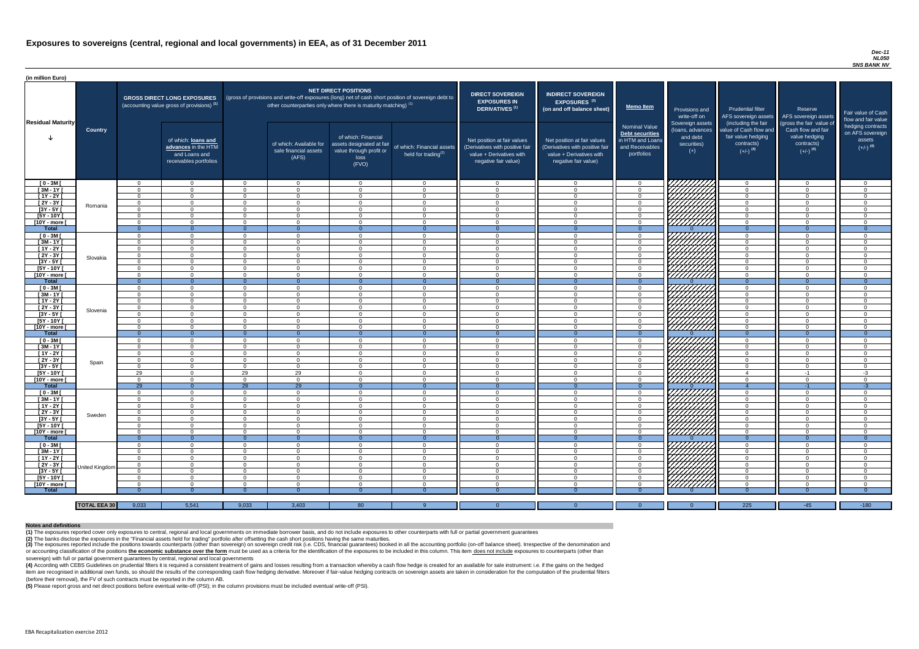# Exposures to sovereigns (central, regional and local governments) in EEA, as of 31 December 2011

*Dec-11*
*NL050*
*SNS BANK NV*

(in million Euro)

| Residual Maturity | Country | GROSS DIRECT LONG EXPOSURES (accounting value gross of provisions) (1) | of which: loans and advances in the HTM and Loans and receivables portfolios | NET DIRECT POSITIONS (gross of provisions and write-off exposures (long) net of cash short position of sovereign debt to other counterparties only where there is maturity matching) (1) | of which: Available for sale financial assets (AFS) | of which: Financial assets designated at fair value through profit or loss (FVO) | of which: Financial assets held for trading (2) | DIRECT SOVEREIGN EXPOSURES IN DERIVATIVES (1) Net position at fair values (Derivatives with positive fair value + Derivatives with negative fair value) | INDIRECT SOVEREIGN EXPOSURES (3) (on and off balance sheet) Net position at fair values (Derivatives with positive fair value + Derivatives with negative fair value) | Memo Item: Nominal Value Debt securities in HTM and Loans and Receivables portfolios | Provisions and write-off on Sovereign assets (loans, advances and debt securities) (+) | Prudential filter AFS sovereign assets (including the fair value of Cash flow and fair value hedging contracts) (+/-) (4) | Reserve AFS sovereign assets (gross the fair value of Cash flow and fair value hedging contracts) (+/-) (4) | Fair value of Cash flow and fair value hedging contracts on AFS sovereign assets (+/-) (4) |
|---|---|---|---|---|---|---|---|---|---|---|---|---|---|---|
| [ 0 - 3M [ | Romania | 0 | 0 | 0 | 0 | 0 | 0 | 0 | 0 | 0 | | 0 | 0 | 0 |
| [ 3M - 1Y [ | | 0 | 0 | 0 | 0 | 0 | 0 | 0 | 0 | 0 | | 0 | 0 | 0 |
| [ 1Y - 2Y [ | | 0 | 0 | 0 | 0 | 0 | 0 | 0 | 0 | 0 | | 0 | 0 | 0 |
| [ 2Y - 3Y [ | | 0 | 0 | 0 | 0 | 0 | 0 | 0 | 0 | 0 | | 0 | 0 | 0 |
| [3Y - 5Y [ | | 0 | 0 | 0 | 0 | 0 | 0 | 0 | 0 | 0 | | 0 | 0 | 0 |
| [5Y - 10Y [ | | 0 | 0 | 0 | 0 | 0 | 0 | 0 | 0 | 0 | | 0 | 0 | 0 |
| [10Y - more [ | | 0 | 0 | 0 | 0 | 0 | 0 | 0 | 0 | 0 | | 0 | 0 | 0 |
| **Total** | | 0 | 0 | 0 | 0 | 0 | 0 | 0 | 0 | 0 | 0 | 0 | 0 | 0 |
| [ 0 - 3M [ | Slovakia | 0 | 0 | 0 | 0 | 0 | 0 | 0 | 0 | 0 | | 0 | 0 | 0 |
| [ 3M - 1Y [ | | 0 | 0 | 0 | 0 | 0 | 0 | 0 | 0 | 0 | | 0 | 0 | 0 |
| [ 1Y - 2Y [ | | 0 | 0 | 0 | 0 | 0 | 0 | 0 | 0 | 0 | | 0 | 0 | 0 |
| [ 2Y - 3Y [ | | 0 | 0 | 0 | 0 | 0 | 0 | 0 | 0 | 0 | | 0 | 0 | 0 |
| [3Y - 5Y [ | | 0 | 0 | 0 | 0 | 0 | 0 | 0 | 0 | 0 | | 0 | 0 | 0 |
| [5Y - 10Y [ | | 0 | 0 | 0 | 0 | 0 | 0 | 0 | 0 | 0 | | 0 | 0 | 0 |
| [10Y - more [ | | 0 | 0 | 0 | 0 | 0 | 0 | 0 | 0 | 0 | | 0 | 0 | 0 |
| **Total** | | 0 | 0 | 0 | 0 | 0 | 0 | 0 | 0 | 0 | 0 | 0 | 0 | 0 |
| [ 0 - 3M [ | Slovenia | 0 | 0 | 0 | 0 | 0 | 0 | 0 | 0 | 0 | | 0 | 0 | 0 |
| [ 3M - 1Y [ | | 0 | 0 | 0 | 0 | 0 | 0 | 0 | 0 | 0 | | 0 | 0 | 0 |
| [ 1Y - 2Y [ | | 0 | 0 | 0 | 0 | 0 | 0 | 0 | 0 | 0 | | 0 | 0 | 0 |
| [ 2Y - 3Y [ | | 0 | 0 | 0 | 0 | 0 | 0 | 0 | 0 | 0 | | 0 | 0 | 0 |
| [3Y - 5Y [ | | 0 | 0 | 0 | 0 | 0 | 0 | 0 | 0 | 0 | | 0 | 0 | 0 |
| [5Y - 10Y [ | | 0 | 0 | 0 | 0 | 0 | 0 | 0 | 0 | 0 | | 0 | 0 | 0 |
| [10Y - more [ | | 0 | 0 | 0 | 0 | 0 | 0 | 0 | 0 | 0 | | 0 | 0 | 0 |
| **Total** | | 0 | 0 | 0 | 0 | 0 | 0 | 0 | 0 | 0 | 0 | 0 | 0 | 0 |
| [ 0 - 3M [ | Spain | 0 | 0 | 0 | 0 | 0 | 0 | 0 | 0 | 0 | | 0 | 0 | 0 |
| [ 3M - 1Y [ | | 0 | 0 | 0 | 0 | 0 | 0 | 0 | 0 | 0 | | 0 | 0 | 0 |
| [ 1Y - 2Y [ | | 0 | 0 | 0 | 0 | 0 | 0 | 0 | 0 | 0 | | 0 | 0 | 0 |
| [ 2Y - 3Y [ | | 0 | 0 | 0 | 0 | 0 | 0 | 0 | 0 | 0 | | 0 | 0 | 0 |
| [3Y - 5Y [ | | 0 | 0 | 0 | 0 | 0 | 0 | 0 | 0 | 0 | | 0 | 0 | 0 |
| [5Y - 10Y [ | | 29 | 0 | 29 | 29 | 0 | 0 | 0 | 0 | 0 | | 4 | -1 | -3 |
| [10Y - more [ | | 0 | 0 | 0 | 0 | 0 | 0 | 0 | 0 | 0 | | 0 | 0 | 0 |
| **Total** | | 29 | 0 | 29 | 29 | 0 | 0 | 0 | 0 | 0 | 0 | 4 | -1 | -3 |
| [ 0 - 3M [ | Sweden | 0 | 0 | 0 | 0 | 0 | 0 | 0 | 0 | 0 | | 0 | 0 | 0 |
| [ 3M - 1Y [ | | 0 | 0 | 0 | 0 | 0 | 0 | 0 | 0 | 0 | | 0 | 0 | 0 |
| [ 1Y - 2Y [ | | 0 | 0 | 0 | 0 | 0 | 0 | 0 | 0 | 0 | | 0 | 0 | 0 |
| [ 2Y - 3Y [ | | 0 | 0 | 0 | 0 | 0 | 0 | 0 | 0 | 0 | | 0 | 0 | 0 |
| [3Y - 5Y [ | | 0 | 0 | 0 | 0 | 0 | 0 | 0 | 0 | 0 | | 0 | 0 | 0 |
| [5Y - 10Y [ | | 0 | 0 | 0 | 0 | 0 | 0 | 0 | 0 | 0 | | 0 | 0 | 0 |
| [10Y - more [ | | 0 | 0 | 0 | 0 | 0 | 0 | 0 | 0 | 0 | | 0 | 0 | 0 |
| **Total** | | 0 | 0 | 0 | 0 | 0 | 0 | 0 | 0 | 0 | 0 | 0 | 0 | 0 |
| [ 0 - 3M [ | United Kingdom | 0 | 0 | 0 | 0 | 0 | 0 | 0 | 0 | 0 | | 0 | 0 | 0 |
| [ 3M - 1Y [ | | 0 | 0 | 0 | 0 | 0 | 0 | 0 | 0 | 0 | | 0 | 0 | 0 |
| [ 1Y - 2Y [ | | 0 | 0 | 0 | 0 | 0 | 0 | 0 | 0 | 0 | | 0 | 0 | 0 |
| [ 2Y - 3Y [ | | 0 | 0 | 0 | 0 | 0 | 0 | 0 | 0 | 0 | | 0 | 0 | 0 |
| [3Y - 5Y [ | | 0 | 0 | 0 | 0 | 0 | 0 | 0 | 0 | 0 | | 0 | 0 | 0 |
| [5Y - 10Y [ | | 0 | 0 | 0 | 0 | 0 | 0 | 0 | 0 | 0 | | 0 | 0 | 0 |
| [10Y - more [ | | 0 | 0 | 0 | 0 | 0 | 0 | 0 | 0 | 0 | | 0 | 0 | 0 |
| **Total** | | 0 | 0 | 0 | 0 | 0 | 0 | 0 | 0 | 0 | 0 | 0 | 0 | 0 |
| **TOTAL EEA 30** | | 9,033 | 5,541 | 9,033 | 3,403 | 80 | 9 | 0 | 0 | 0 | 0 | 225 | -45 | -180 |

**Notes and definitions**

**(1)** The exposures reported cover only exposures to central, regional and local governments on immediate borrower basis, and do not include exposures to other counterpats with full or partial government guarantees

**(2)** The banks disclose the exposures in the "Financial assets held for trading" portfolio after offsetting the cash short positions having the same maturities.

**(3)** The exposures reported include the positions towards counterparts (other than sovereign) on sovereign credit risk (i.e. CDS, financial guarantees) booked in all the accounting portfolio (on-off balance sheet). Irrespective of the denomination and or accounting classification of the positions **the economic substance over the form** must be used as a criteria for the identification of the exposures to be included in this column. This item does not include exposures to counterparts (other than sovereign) with full or partial government guarantees by central, regional and local governments

**(4)** According with CEBS Guidelines on prudential filters it is required a consistent treatment of gains and losses resulting from a transaction whereby a cash flow hedge is created for an available for sale instrument: i.e. if the gains on the hedged item are recognised in additional own funds, so should the results of the corresponding cash flow hedging derivative. Moreover if fair-value hedging contracts on sovereign assets are taken in consideration for the computation of the prudential filters (before their removal), the FV of such contracts must be reported in the column AB.

**(5)** Please report gross and net direct positions before eventual write-off (PSI); in the column provisions must be included eventual write-off (PSI).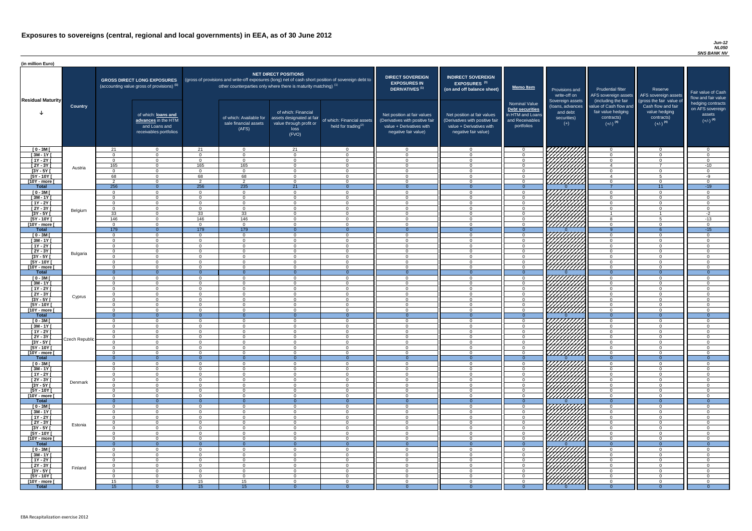# Exposures to sovereigns (central, regional and local governments) in EEA, as of 30 June 2012

*Jun-12*
*NL050*
*SNS BANK NV*

(in million Euro)

| Residual Maturity | Country | GROSS DIRECT LONG EXPOSURES (accounting value gross of provisions) (1) | of which: loans and advances in the HTM and Loans and receivables portfolios | NET DIRECT POSITIONS (gross of provisions and write-off exposures (long) net of cash short position of sovereign debt to other counterparties only where there is maturity matching) (1) | of which: Available for sale financial assets (AFS) | of which: Financial assets designated at fair value through profit or loss (FVO) | of which: Financial assets held for trading (2) | DIRECT SOVEREIGN EXPOSURES IN DERIVATIVES (1) Net position at fair values (Derivatives with positive fair value + Derivatives with negative fair value) | INDIRECT SOVEREIGN EXPOSURES (3) (on and off balance sheet) Net position at fair values (Derivatives with positive fair value + Derivatives with negative fair value) | Memo Item: Nominal Value Debt securities in HTM and Loans and Receivables portfolios | Provisions and write-off on Sovereign assets (loans, advances and debt securities) (+) | Prudential filter AFS sovereign assets (including the fair value of Cash flow and fair value hedging contracts) (+/-) (4) | Reserve AFS sovereign assets (gross the fair value of Cash flow and fair value hedging contracts) (+/-) (4) | Fair value of Cash flow and fair value hedging contracts on AFS sovereign assets (+/-) (4) |
|---|---|---|---|---|---|---|---|---|---|---|---|---|---|---|
| [ 0 - 3M [ | Austria | 21 | 0 | 21 | 0 | 21 | 0 | 0 | 0 | 0 | | 0 | 0 | 0 |
| [ 3M - 1Y [ | | 0 | 0 | 0 | 0 | 0 | 0 | 0 | 0 | 0 | | 0 | 0 | 0 |
| [ 1Y - 2Y [ | | 0 | 0 | 0 | 0 | 0 | 0 | 0 | 0 | 0 | | 0 | 0 | 0 |
| [ 2Y - 3Y [ | | 165 | 0 | 165 | 165 | 0 | 0 | 0 | 0 | 0 | | 4 | 7 | -10 |
| [3Y - 5Y [ | | 0 | 0 | 0 | 0 | 0 | 0 | 0 | 0 | 0 | | 0 | 0 | 0 |
| [5Y - 10Y [ | | 68 | 0 | 68 | 68 | 0 | 0 | 0 | 0 | 0 | | 4 | 5 | -9 |
| [10Y - more [ | | 2 | 0 | 2 | 2 | 0 | 0 | 0 | 0 | 0 | | 0 | 0 | 0 |
| **Total** | | 256 | 0 | 256 | 235 | 21 | 0 | 0 | 0 | 0 | 0 | 7 | 11 | -19 |
| [ 0 - 3M [ | Belgium | 0 | 0 | 0 | 0 | 0 | 0 | 0 | 0 | 0 | | 0 | 0 | 0 |
| [ 3M - 1Y [ | | 0 | 0 | 0 | 0 | 0 | 0 | 0 | 0 | 0 | | 0 | 0 | 0 |
| [ 1Y - 2Y [ | | 0 | 0 | 0 | 0 | 0 | 0 | 0 | 0 | 0 | | 0 | 0 | 0 |
| [ 2Y - 3Y [ | | 0 | 0 | 0 | 0 | 0 | 0 | 0 | 0 | 0 | | 0 | 0 | 0 |
| [3Y - 5Y [ | | 33 | 0 | 33 | 33 | 0 | 0 | 0 | 0 | 0 | | 1 | 1 | -2 |
| [5Y - 10Y [ | | 146 | 0 | 146 | 146 | 0 | 0 | 0 | 0 | 0 | | 8 | 5 | -13 |
| [10Y - more [ | | 0 | 0 | 0 | 0 | 0 | 0 | 0 | 0 | 0 | | 0 | 0 | 0 |
| **Total** | | 179 | 0 | 179 | 179 | 0 | 0 | 0 | 0 | 0 | 0 | 9 | 6 | -15 |
| [ 0 - 3M [ | Bulgaria | 0 | 0 | 0 | 0 | 0 | 0 | 0 | 0 | 0 | | 0 | 0 | 0 |
| [ 3M - 1Y [ | | 0 | 0 | 0 | 0 | 0 | 0 | 0 | 0 | 0 | | 0 | 0 | 0 |
| [ 1Y - 2Y [ | | 0 | 0 | 0 | 0 | 0 | 0 | 0 | 0 | 0 | | 0 | 0 | 0 |
| [ 2Y - 3Y [ | | 0 | 0 | 0 | 0 | 0 | 0 | 0 | 0 | 0 | | 0 | 0 | 0 |
| [3Y - 5Y [ | | 0 | 0 | 0 | 0 | 0 | 0 | 0 | 0 | 0 | | 0 | 0 | 0 |
| [5Y - 10Y [ | | 0 | 0 | 0 | 0 | 0 | 0 | 0 | 0 | 0 | | 0 | 0 | 0 |
| [10Y - more [ | | 0 | 0 | 0 | 0 | 0 | 0 | 0 | 0 | 0 | | 0 | 0 | 0 |
| **Total** | | 0 | 0 | 0 | 0 | 0 | 0 | 0 | 0 | 0 | 0 | 0 | 0 | 0 |
| [ 0 - 3M [ | Cyprus | 0 | 0 | 0 | 0 | 0 | 0 | 0 | 0 | 0 | | 0 | 0 | 0 |
| [ 3M - 1Y [ | | 0 | 0 | 0 | 0 | 0 | 0 | 0 | 0 | 0 | | 0 | 0 | 0 |
| [ 1Y - 2Y [ | | 0 | 0 | 0 | 0 | 0 | 0 | 0 | 0 | 0 | | 0 | 0 | 0 |
| [ 2Y - 3Y [ | | 0 | 0 | 0 | 0 | 0 | 0 | 0 | 0 | 0 | | 0 | 0 | 0 |
| [3Y - 5Y [ | | 0 | 0 | 0 | 0 | 0 | 0 | 0 | 0 | 0 | | 0 | 0 | 0 |
| [5Y - 10Y [ | | 0 | 0 | 0 | 0 | 0 | 0 | 0 | 0 | 0 | | 0 | 0 | 0 |
| [10Y - more [ | | 0 | 0 | 0 | 0 | 0 | 0 | 0 | 0 | 0 | | 0 | 0 | 0 |
| **Total** | | 0 | 0 | 0 | 0 | 0 | 0 | 0 | 0 | 0 | 0 | 0 | 0 | 0 |
| [ 0 - 3M [ | Czech Republic | 0 | 0 | 0 | 0 | 0 | 0 | 0 | 0 | 0 | | 0 | 0 | 0 |
| [ 3M - 1Y [ | | 0 | 0 | 0 | 0 | 0 | 0 | 0 | 0 | 0 | | 0 | 0 | 0 |
| [ 1Y - 2Y [ | | 0 | 0 | 0 | 0 | 0 | 0 | 0 | 0 | 0 | | 0 | 0 | 0 |
| [ 2Y - 3Y [ | | 0 | 0 | 0 | 0 | 0 | 0 | 0 | 0 | 0 | | 0 | 0 | 0 |
| [3Y - 5Y [ | | 0 | 0 | 0 | 0 | 0 | 0 | 0 | 0 | 0 | | 0 | 0 | 0 |
| [5Y - 10Y [ | | 0 | 0 | 0 | 0 | 0 | 0 | 0 | 0 | 0 | | 0 | 0 | 0 |
| [10Y - more [ | | 0 | 0 | 0 | 0 | 0 | 0 | 0 | 0 | 0 | | 0 | 0 | 0 |
| **Total** | | 0 | 0 | 0 | 0 | 0 | 0 | 0 | 0 | 0 | 0 | 0 | 0 | 0 |
| [ 0 - 3M [ | Denmark | 0 | 0 | 0 | 0 | 0 | 0 | 0 | 0 | 0 | | 0 | 0 | 0 |
| [ 3M - 1Y [ | | 0 | 0 | 0 | 0 | 0 | 0 | 0 | 0 | 0 | | 0 | 0 | 0 |
| [ 1Y - 2Y [ | | 0 | 0 | 0 | 0 | 0 | 0 | 0 | 0 | 0 | | 0 | 0 | 0 |
| [ 2Y - 3Y [ | | 0 | 0 | 0 | 0 | 0 | 0 | 0 | 0 | 0 | | 0 | 0 | 0 |
| [3Y - 5Y [ | | 0 | 0 | 0 | 0 | 0 | 0 | 0 | 0 | 0 | | 0 | 0 | 0 |
| [5Y - 10Y [ | | 0 | 0 | 0 | 0 | 0 | 0 | 0 | 0 | 0 | | 0 | 0 | 0 |
| [10Y - more [ | | 0 | 0 | 0 | 0 | 0 | 0 | 0 | 0 | 0 | | 0 | 0 | 0 |
| **Total** | | 0 | 0 | 0 | 0 | 0 | 0 | 0 | 0 | 0 | 0 | 0 | 0 | 0 |
| [ 0 - 3M [ | Estonia | 0 | 0 | 0 | 0 | 0 | 0 | 0 | 0 | 0 | | 0 | 0 | 0 |
| [ 3M - 1Y [ | | 0 | 0 | 0 | 0 | 0 | 0 | 0 | 0 | 0 | | 0 | 0 | 0 |
| [ 1Y - 2Y [ | | 0 | 0 | 0 | 0 | 0 | 0 | 0 | 0 | 0 | | 0 | 0 | 0 |
| [ 2Y - 3Y [ | | 0 | 0 | 0 | 0 | 0 | 0 | 0 | 0 | 0 | | 0 | 0 | 0 |
| [3Y - 5Y [ | | 0 | 0 | 0 | 0 | 0 | 0 | 0 | 0 | 0 | | 0 | 0 | 0 |
| [5Y - 10Y [ | | 0 | 0 | 0 | 0 | 0 | 0 | 0 | 0 | 0 | | 0 | 0 | 0 |
| [10Y - more [ | | 0 | 0 | 0 | 0 | 0 | 0 | 0 | 0 | 0 | | 0 | 0 | 0 |
| **Total** | | 0 | 0 | 0 | 0 | 0 | 0 | 0 | 0 | 0 | 0 | 0 | 0 | 0 |
| [ 0 - 3M [ | Finland | 0 | 0 | 0 | 0 | 0 | 0 | 0 | 0 | 0 | | 0 | 0 | 0 |
| [ 3M - 1Y [ | | 0 | 0 | 0 | 0 | 0 | 0 | 0 | 0 | 0 | | 0 | 0 | 0 |
| [ 1Y - 2Y [ | | 0 | 0 | 0 | 0 | 0 | 0 | 0 | 0 | 0 | | 0 | 0 | 0 |
| [ 2Y - 3Y [ | | 0 | 0 | 0 | 0 | 0 | 0 | 0 | 0 | 0 | | 0 | 0 | 0 |
| [3Y - 5Y [ | | 0 | 0 | 0 | 0 | 0 | 0 | 0 | 0 | 0 | | 0 | 0 | 0 |
| [5Y - 10Y [ | | 0 | 0 | 0 | 0 | 0 | 0 | 0 | 0 | 0 | | 0 | 0 | 0 |
| [10Y - more [ | | 15 | 0 | 15 | 15 | 0 | 0 | 0 | 0 | 0 | | 0 | 0 | 0 |
| **Total** | | 15 | 0 | 15 | 15 | 0 | 0 | 0 | 0 | 0 | 0 | 0 | 0 | 0 |

EBA Recapitalization exercise 2012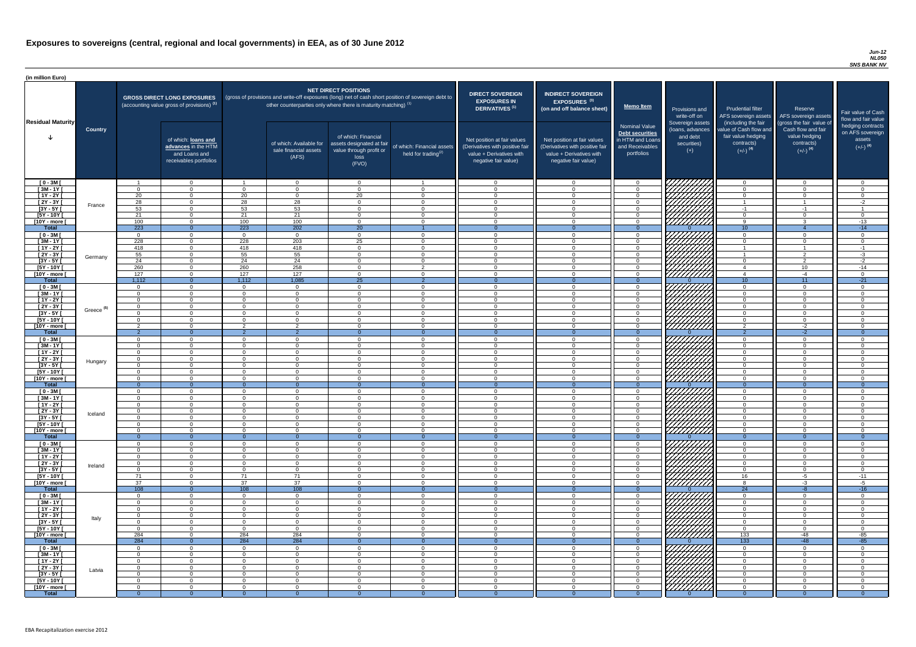# Exposures to sovereigns (central, regional and local governments) in EEA, as of 30 June 2012

*Jun-12*
*NL050*
*SNS BANK NV*

(in million Euro)

| Residual Maturity | Country | GROSS DIRECT LONG EXPOSURES (accounting value gross of provisions) (1) | of which: loans and advances in the HTM and Loans and receivables portfolios | NET DIRECT POSITIONS (gross of provisions and write-off exposures (long) net of cash short position of sovereign debt to other counterparties only where there is maturity matching) (1) | of which: Available for sale financial assets (AFS) | of which: Financial assets designated at fair value through profit or loss (FVO) | of which: Financial assets held for trading (2) | DIRECT SOVEREIGN EXPOSURES IN DERIVATIVES (1) Net position at fair values (Derivatives with positive fair value + Derivatives with negative fair value) | INDIRECT SOVEREIGN EXPOSURES (3) (on and off balance sheet) Net position at fair values (Derivatives with positive fair value + Derivatives with negative fair value) | Memo Item: Nominal Value Debt securities in HTM and Loans and Receivables portfolios | Provisions and write-off on Sovereign assets (loans, advances and debt securities) (+) | Prudential filter AFS sovereign assets (including the fair value of Cash flow and fair value hedging contracts) (+/-) (4) | Reserve AFS sovereign assets (gross the fair value of Cash flow and fair value hedging contracts) (+/-) (4) | Fair value of Cash flow and fair value hedging contracts on AFS sovereign assets (+/-) (4) |
|---|---|---|---|---|---|---|---|---|---|---|---|---|---|---|
| [ 0 - 3M [ | France | 1 | 0 | 1 | 0 | 0 | 1 | 0 | 0 | 0 | | 0 | 0 | 0 |
| [ 3M - 1Y [ | | 0 | 0 | 0 | 0 | 0 | 0 | 0 | 0 | 0 | | 0 | 0 | 0 |
| [ 1Y - 2Y [ | | 20 | 0 | 20 | 0 | 20 | 0 | 0 | 0 | 0 | | 0 | 0 | 0 |
| [ 2Y - 3Y [ | | 28 | 0 | 28 | 28 | 0 | 0 | 0 | 0 | 0 | | 1 | 1 | -2 |
| [3Y - 5Y [ | | 53 | 0 | 53 | 53 | 0 | 0 | 0 | 0 | 0 | | -1 | -1 | 1 |
| [5Y - 10Y [ | | 21 | 0 | 21 | 21 | 0 | 0 | 0 | 0 | 0 | | 0 | 0 | 0 |
| [10Y - more [ | | 100 | 0 | 100 | 100 | 0 | 0 | 0 | 0 | 0 | | 9 | 3 | -13 |
| **Total** | | 223 | 0 | 223 | 202 | 20 | 1 | 0 | 0 | 0 | 0 | 10 | 4 | -14 |
| [ 0 - 3M [ | Germany | 0 | 0 | 0 | 0 | 0 | 0 | 0 | 0 | 0 | | 0 | 0 | 0 |
| [ 3M - 1Y [ | | 228 | 0 | 228 | 203 | 25 | 0 | 0 | 0 | 0 | | 0 | 0 | 0 |
| [ 1Y - 2Y [ | | 418 | 0 | 418 | 418 | 0 | 0 | 0 | 0 | 0 | | 1 | 1 | -1 |
| [ 2Y - 3Y [ | | 55 | 0 | 55 | 55 | 0 | 0 | 0 | 0 | 0 | | 1 | 2 | -3 |
| [3Y - 5Y [ | | 24 | 0 | 24 | 24 | 0 | 0 | 0 | 0 | 0 | | 0 | 2 | -2 |
| [5Y - 10Y [ | | 260 | 0 | 260 | 258 | 0 | 2 | 0 | 0 | 0 | | 4 | 10 | -14 |
| [10Y - more [ | | 127 | 0 | 127 | 127 | 0 | 0 | 0 | 0 | 0 | | 4 | -4 | 0 |
| **Total** | | 1,112 | 0 | 1,112 | 1,085 | 25 | 2 | 0 | 0 | 0 | 0 | 10 | 11 | -21 |
| [ 0 - 3M [ | Greece (5) | 0 | 0 | 0 | 0 | 0 | 0 | 0 | 0 | 0 | | 0 | 0 | 0 |
| [ 3M - 1Y [ | | 0 | 0 | 0 | 0 | 0 | 0 | 0 | 0 | 0 | | 0 | 0 | 0 |
| [ 1Y - 2Y [ | | 0 | 0 | 0 | 0 | 0 | 0 | 0 | 0 | 0 | | 0 | 0 | 0 |
| [ 2Y - 3Y [ | | 0 | 0 | 0 | 0 | 0 | 0 | 0 | 0 | 0 | | 0 | 0 | 0 |
| [3Y - 5Y [ | | 0 | 0 | 0 | 0 | 0 | 0 | 0 | 0 | 0 | | 0 | 0 | 0 |
| [5Y - 10Y [ | | 0 | 0 | 0 | 0 | 0 | 0 | 0 | 0 | 0 | | 0 | 0 | 0 |
| [10Y - more [ | | 2 | 0 | 2 | 2 | 0 | 0 | 0 | 0 | 0 | | 2 | -2 | 0 |
| **Total** | | 2 | 0 | 2 | 2 | 0 | 0 | 0 | 0 | 0 | 0 | 2 | -2 | 0 |
| [ 0 - 3M [ | Hungary | 0 | 0 | 0 | 0 | 0 | 0 | 0 | 0 | 0 | | 0 | 0 | 0 |
| [ 3M - 1Y [ | | 0 | 0 | 0 | 0 | 0 | 0 | 0 | 0 | 0 | | 0 | 0 | 0 |
| [ 1Y - 2Y [ | | 0 | 0 | 0 | 0 | 0 | 0 | 0 | 0 | 0 | | 0 | 0 | 0 |
| [ 2Y - 3Y [ | | 0 | 0 | 0 | 0 | 0 | 0 | 0 | 0 | 0 | | 0 | 0 | 0 |
| [3Y - 5Y [ | | 0 | 0 | 0 | 0 | 0 | 0 | 0 | 0 | 0 | | 0 | 0 | 0 |
| [5Y - 10Y [ | | 0 | 0 | 0 | 0 | 0 | 0 | 0 | 0 | 0 | | 0 | 0 | 0 |
| [10Y - more [ | | 0 | 0 | 0 | 0 | 0 | 0 | 0 | 0 | 0 | | 0 | 0 | 0 |
| **Total** | | 0 | 0 | 0 | 0 | 0 | 0 | 0 | 0 | 0 | 0 | 0 | 0 | 0 |
| [ 0 - 3M [ | Iceland | 0 | 0 | 0 | 0 | 0 | 0 | 0 | 0 | 0 | | 0 | 0 | 0 |
| [ 3M - 1Y [ | | 0 | 0 | 0 | 0 | 0 | 0 | 0 | 0 | 0 | | 0 | 0 | 0 |
| [ 1Y - 2Y [ | | 0 | 0 | 0 | 0 | 0 | 0 | 0 | 0 | 0 | | 0 | 0 | 0 |
| [ 2Y - 3Y [ | | 0 | 0 | 0 | 0 | 0 | 0 | 0 | 0 | 0 | | 0 | 0 | 0 |
| [3Y - 5Y [ | | 0 | 0 | 0 | 0 | 0 | 0 | 0 | 0 | 0 | | 0 | 0 | 0 |
| [5Y - 10Y [ | | 0 | 0 | 0 | 0 | 0 | 0 | 0 | 0 | 0 | | 0 | 0 | 0 |
| [10Y - more [ | | 0 | 0 | 0 | 0 | 0 | 0 | 0 | 0 | 0 | | 0 | 0 | 0 |
| **Total** | | 0 | 0 | 0 | 0 | 0 | 0 | 0 | 0 | 0 | 0 | 0 | 0 | 0 |
| [ 0 - 3M [ | Ireland | 0 | 0 | 0 | 0 | 0 | 0 | 0 | 0 | 0 | | 0 | 0 | 0 |
| [ 3M - 1Y [ | | 0 | 0 | 0 | 0 | 0 | 0 | 0 | 0 | 0 | | 0 | 0 | 0 |
| [ 1Y - 2Y [ | | 0 | 0 | 0 | 0 | 0 | 0 | 0 | 0 | 0 | | 0 | 0 | 0 |
| [ 2Y - 3Y [ | | 0 | 0 | 0 | 0 | 0 | 0 | 0 | 0 | 0 | | 0 | 0 | 0 |
| [3Y - 5Y [ | | 0 | 0 | 0 | 0 | 0 | 0 | 0 | 0 | 0 | | 0 | 0 | 0 |
| [5Y - 10Y [ | | 71 | 0 | 71 | 71 | 0 | 0 | 0 | 0 | 0 | | 16 | -5 | -11 |
| [10Y - more [ | | 37 | 0 | 37 | 37 | 0 | 0 | 0 | 0 | 0 | | 8 | -3 | -5 |
| **Total** | | 108 | 0 | 108 | 108 | 0 | 0 | 0 | 0 | 0 | 0 | 24 | -8 | -16 |
| [ 0 - 3M [ | Italy | 0 | 0 | 0 | 0 | 0 | 0 | 0 | 0 | 0 | | 0 | 0 | 0 |
| [ 3M - 1Y [ | | 0 | 0 | 0 | 0 | 0 | 0 | 0 | 0 | 0 | | 0 | 0 | 0 |
| [ 1Y - 2Y [ | | 0 | 0 | 0 | 0 | 0 | 0 | 0 | 0 | 0 | | 0 | 0 | 0 |
| [ 2Y - 3Y [ | | 0 | 0 | 0 | 0 | 0 | 0 | 0 | 0 | 0 | | 0 | 0 | 0 |
| [3Y - 5Y [ | | 0 | 0 | 0 | 0 | 0 | 0 | 0 | 0 | 0 | | 0 | 0 | 0 |
| [5Y - 10Y [ | | 0 | 0 | 0 | 0 | 0 | 0 | 0 | 0 | 0 | | 0 | 0 | 0 |
| [10Y - more [ | | 284 | 0 | 284 | 284 | 0 | 0 | 0 | 0 | 0 | | 133 | -48 | -85 |
| **Total** | | 284 | 0 | 284 | 284 | 0 | 0 | 0 | 0 | 0 | 0 | 133 | -48 | -85 |
| [ 0 - 3M [ | Latvia | 0 | 0 | 0 | 0 | 0 | 0 | 0 | 0 | 0 | | 0 | 0 | 0 |
| [ 3M - 1Y [ | | 0 | 0 | 0 | 0 | 0 | 0 | 0 | 0 | 0 | | 0 | 0 | 0 |
| [ 1Y - 2Y [ | | 0 | 0 | 0 | 0 | 0 | 0 | 0 | 0 | 0 | | 0 | 0 | 0 |
| [ 2Y - 3Y [ | | 0 | 0 | 0 | 0 | 0 | 0 | 0 | 0 | 0 | | 0 | 0 | 0 |
| [3Y - 5Y [ | | 0 | 0 | 0 | 0 | 0 | 0 | 0 | 0 | 0 | | 0 | 0 | 0 |
| [5Y - 10Y [ | | 0 | 0 | 0 | 0 | 0 | 0 | 0 | 0 | 0 | | 0 | 0 | 0 |
| [10Y - more [ | | 0 | 0 | 0 | 0 | 0 | 0 | 0 | 0 | 0 | | 0 | 0 | 0 |
| **Total** | | 0 | 0 | 0 | 0 | 0 | 0 | 0 | 0 | 0 | 0 | 0 | 0 | 0 |

EBA Recapitalization exercise 2012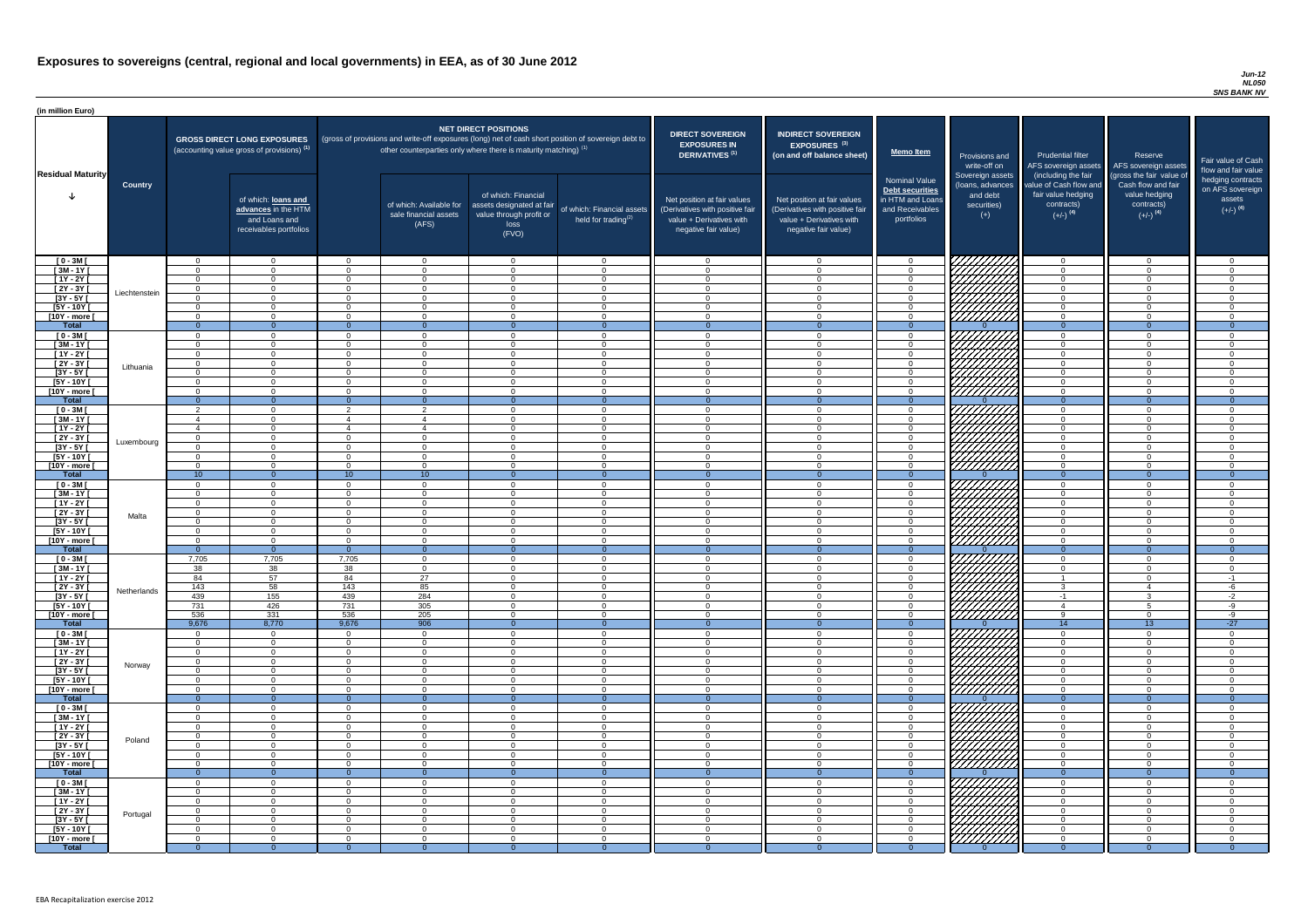# Exposures to sovereigns (central, regional and local governments) in EEA, as of 30 June 2012

*Jun-12*
*NL050*
*SNS BANK NV*

(in million Euro)

| Residual Maturity | Country | GROSS DIRECT LONG EXPOSURES (accounting value gross of provisions) (1) | of which: loans and advances in the HTM and Loans and receivables portfolios | NET DIRECT POSITIONS (gross of provisions and write-off exposures (long) net of cash short position of sovereign debt to other counterparties only where there is maturity matching) (1) | of which: Available for sale financial assets (AFS) | of which: Financial assets designated at fair value through profit or loss (FVO) | of which: Financial assets held for trading(2) | DIRECT SOVEREIGN EXPOSURES IN DERIVATIVES (1) Net position at fair values (Derivatives with positive fair value + Derivatives with negative fair value) | INDIRECT SOVEREIGN EXPOSURES (3) (on and off balance sheet) Net position at fair values (Derivatives with positive fair value + Derivatives with negative fair value) | Memo Item Nominal Value Debt securities in HTM and Loans and Receivables portfolios | Provisions and write-off on Sovereign assets (loans, advances and debt securities) (+) | Prudential filter AFS sovereign assets (including the fair value of Cash flow and fair value hedging contracts) (+/-) (4) | Reserve AFS sovereign assets (gross the fair value of Cash flow and fair value hedging contracts) (+/-) (4) | Fair value of Cash flow and fair value hedging contracts on AFS sovereign assets (+/-) (4) |
|---|---|---|---|---|---|---|---|---|---|---|---|---|---|---|
| [ 0 - 3M [ | Liechtenstein | 0 | 0 | 0 | 0 | 0 | 0 | 0 | 0 | 0 | | 0 | 0 | 0 |
| [ 3M - 1Y [ | | 0 | 0 | 0 | 0 | 0 | 0 | 0 | 0 | 0 | | 0 | 0 | 0 |
| [ 1Y - 2Y [ | | 0 | 0 | 0 | 0 | 0 | 0 | 0 | 0 | 0 | | 0 | 0 | 0 |
| [ 2Y - 3Y [ | | 0 | 0 | 0 | 0 | 0 | 0 | 0 | 0 | 0 | | 0 | 0 | 0 |
| [3Y - 5Y [ | | 0 | 0 | 0 | 0 | 0 | 0 | 0 | 0 | 0 | | 0 | 0 | 0 |
| [5Y - 10Y [ | | 0 | 0 | 0 | 0 | 0 | 0 | 0 | 0 | 0 | | 0 | 0 | 0 |
| [10Y - more [ | | 0 | 0 | 0 | 0 | 0 | 0 | 0 | 0 | 0 | | 0 | 0 | 0 |
| **Total** | | 0 | 0 | 0 | 0 | 0 | 0 | 0 | 0 | 0 | 0 | 0 | 0 | 0 |
| [ 0 - 3M [ | Lithuania | 0 | 0 | 0 | 0 | 0 | 0 | 0 | 0 | 0 | | 0 | 0 | 0 |
| [ 3M - 1Y [ | | 0 | 0 | 0 | 0 | 0 | 0 | 0 | 0 | 0 | | 0 | 0 | 0 |
| [ 1Y - 2Y [ | | 0 | 0 | 0 | 0 | 0 | 0 | 0 | 0 | 0 | | 0 | 0 | 0 |
| [ 2Y - 3Y [ | | 0 | 0 | 0 | 0 | 0 | 0 | 0 | 0 | 0 | | 0 | 0 | 0 |
| [3Y - 5Y [ | | 0 | 0 | 0 | 0 | 0 | 0 | 0 | 0 | 0 | | 0 | 0 | 0 |
| [5Y - 10Y [ | | 0 | 0 | 0 | 0 | 0 | 0 | 0 | 0 | 0 | | 0 | 0 | 0 |
| [10Y - more [ | | 0 | 0 | 0 | 0 | 0 | 0 | 0 | 0 | 0 | | 0 | 0 | 0 |
| **Total** | | 0 | 0 | 0 | 0 | 0 | 0 | 0 | 0 | 0 | 0 | 0 | 0 | 0 |
| [ 0 - 3M [ | Luxembourg | 2 | 0 | 2 | 2 | 0 | 0 | 0 | 0 | 0 | | 0 | 0 | 0 |
| [ 3M - 1Y [ | | 4 | 0 | 4 | 4 | 0 | 0 | 0 | 0 | 0 | | 0 | 0 | 0 |
| [ 1Y - 2Y [ | | 4 | 0 | 4 | 4 | 0 | 0 | 0 | 0 | 0 | | 0 | 0 | 0 |
| [ 2Y - 3Y [ | | 0 | 0 | 0 | 0 | 0 | 0 | 0 | 0 | 0 | | 0 | 0 | 0 |
| [3Y - 5Y [ | | 0 | 0 | 0 | 0 | 0 | 0 | 0 | 0 | 0 | | 0 | 0 | 0 |
| [5Y - 10Y [ | | 0 | 0 | 0 | 0 | 0 | 0 | 0 | 0 | 0 | | 0 | 0 | 0 |
| [10Y - more [ | | 0 | 0 | 0 | 0 | 0 | 0 | 0 | 0 | 0 | | 0 | 0 | 0 |
| **Total** | | 10 | 0 | 10 | 10 | 0 | 0 | 0 | 0 | 0 | 0 | 0 | 0 | 0 |
| [ 0 - 3M [ | Malta | 0 | 0 | 0 | 0 | 0 | 0 | 0 | 0 | 0 | | 0 | 0 | 0 |
| [ 3M - 1Y [ | | 0 | 0 | 0 | 0 | 0 | 0 | 0 | 0 | 0 | | 0 | 0 | 0 |
| [ 1Y - 2Y [ | | 0 | 0 | 0 | 0 | 0 | 0 | 0 | 0 | 0 | | 0 | 0 | 0 |
| [ 2Y - 3Y [ | | 0 | 0 | 0 | 0 | 0 | 0 | 0 | 0 | 0 | | 0 | 0 | 0 |
| [3Y - 5Y [ | | 0 | 0 | 0 | 0 | 0 | 0 | 0 | 0 | 0 | | 0 | 0 | 0 |
| [5Y - 10Y [ | | 0 | 0 | 0 | 0 | 0 | 0 | 0 | 0 | 0 | | 0 | 0 | 0 |
| [10Y - more [ | | 0 | 0 | 0 | 0 | 0 | 0 | 0 | 0 | 0 | | 0 | 0 | 0 |
| **Total** | | 0 | 0 | 0 | 0 | 0 | 0 | 0 | 0 | 0 | 0 | 0 | 0 | 0 |
| [ 0 - 3M [ | Netherlands | 7,705 | 7,705 | 7,705 | 0 | 0 | 0 | 0 | 0 | 0 | | 0 | 0 | 0 |
| [ 3M - 1Y [ | | 38 | 38 | 38 | 0 | 0 | 0 | 0 | 0 | 0 | | 0 | 0 | 0 |
| [ 1Y - 2Y [ | | 84 | 57 | 84 | 27 | 0 | 0 | 0 | 0 | 0 | | 1 | 0 | -1 |
| [ 2Y - 3Y [ | | 143 | 58 | 143 | 85 | 0 | 0 | 0 | 0 | 0 | | 3 | 4 | -6 |
| [3Y - 5Y [ | | 439 | 155 | 439 | 284 | 0 | 0 | 0 | 0 | 0 | | -1 | 3 | -2 |
| [5Y - 10Y [ | | 731 | 426 | 731 | 305 | 0 | 0 | 0 | 0 | 0 | | 4 | 5 | -9 |
| [10Y - more [ | | 536 | 331 | 536 | 205 | 0 | 0 | 0 | 0 | 0 | | 9 | 0 | -9 |
| **Total** | | 9,676 | 8,770 | 9,676 | 906 | 0 | 0 | 0 | 0 | 0 | 0 | 14 | 13 | -27 |
| [ 0 - 3M [ | Norway | 0 | 0 | 0 | 0 | 0 | 0 | 0 | 0 | 0 | | 0 | 0 | 0 |
| [ 3M - 1Y [ | | 0 | 0 | 0 | 0 | 0 | 0 | 0 | 0 | 0 | | 0 | 0 | 0 |
| [ 1Y - 2Y [ | | 0 | 0 | 0 | 0 | 0 | 0 | 0 | 0 | 0 | | 0 | 0 | 0 |
| [ 2Y - 3Y [ | | 0 | 0 | 0 | 0 | 0 | 0 | 0 | 0 | 0 | | 0 | 0 | 0 |
| [3Y - 5Y [ | | 0 | 0 | 0 | 0 | 0 | 0 | 0 | 0 | 0 | | 0 | 0 | 0 |
| [5Y - 10Y [ | | 0 | 0 | 0 | 0 | 0 | 0 | 0 | 0 | 0 | | 0 | 0 | 0 |
| [10Y - more [ | | 0 | 0 | 0 | 0 | 0 | 0 | 0 | 0 | 0 | | 0 | 0 | 0 |
| **Total** | | 0 | 0 | 0 | 0 | 0 | 0 | 0 | 0 | 0 | 0 | 0 | 0 | 0 |
| [ 0 - 3M [ | Poland | 0 | 0 | 0 | 0 | 0 | 0 | 0 | 0 | 0 | | 0 | 0 | 0 |
| [ 3M - 1Y [ | | 0 | 0 | 0 | 0 | 0 | 0 | 0 | 0 | 0 | | 0 | 0 | 0 |
| [ 1Y - 2Y [ | | 0 | 0 | 0 | 0 | 0 | 0 | 0 | 0 | 0 | | 0 | 0 | 0 |
| [ 2Y - 3Y [ | | 0 | 0 | 0 | 0 | 0 | 0 | 0 | 0 | 0 | | 0 | 0 | 0 |
| [3Y - 5Y [ | | 0 | 0 | 0 | 0 | 0 | 0 | 0 | 0 | 0 | | 0 | 0 | 0 |
| [5Y - 10Y [ | | 0 | 0 | 0 | 0 | 0 | 0 | 0 | 0 | 0 | | 0 | 0 | 0 |
| [10Y - more [ | | 0 | 0 | 0 | 0 | 0 | 0 | 0 | 0 | 0 | | 0 | 0 | 0 |
| **Total** | | 0 | 0 | 0 | 0 | 0 | 0 | 0 | 0 | 0 | 0 | 0 | 0 | 0 |
| [ 0 - 3M [ | Portugal | 0 | 0 | 0 | 0 | 0 | 0 | 0 | 0 | 0 | | 0 | 0 | 0 |
| [ 3M - 1Y [ | | 0 | 0 | 0 | 0 | 0 | 0 | 0 | 0 | 0 | | 0 | 0 | 0 |
| [ 1Y - 2Y [ | | 0 | 0 | 0 | 0 | 0 | 0 | 0 | 0 | 0 | | 0 | 0 | 0 |
| [ 2Y - 3Y [ | | 0 | 0 | 0 | 0 | 0 | 0 | 0 | 0 | 0 | | 0 | 0 | 0 |
| [3Y - 5Y [ | | 0 | 0 | 0 | 0 | 0 | 0 | 0 | 0 | 0 | | 0 | 0 | 0 |
| [5Y - 10Y [ | | 0 | 0 | 0 | 0 | 0 | 0 | 0 | 0 | 0 | | 0 | 0 | 0 |
| [10Y - more [ | | 0 | 0 | 0 | 0 | 0 | 0 | 0 | 0 | 0 | | 0 | 0 | 0 |
| **Total** | | 0 | 0 | 0 | 0 | 0 | 0 | 0 | 0 | 0 | 0 | 0 | 0 | 0 |

EBA Recapitalization exercise 2012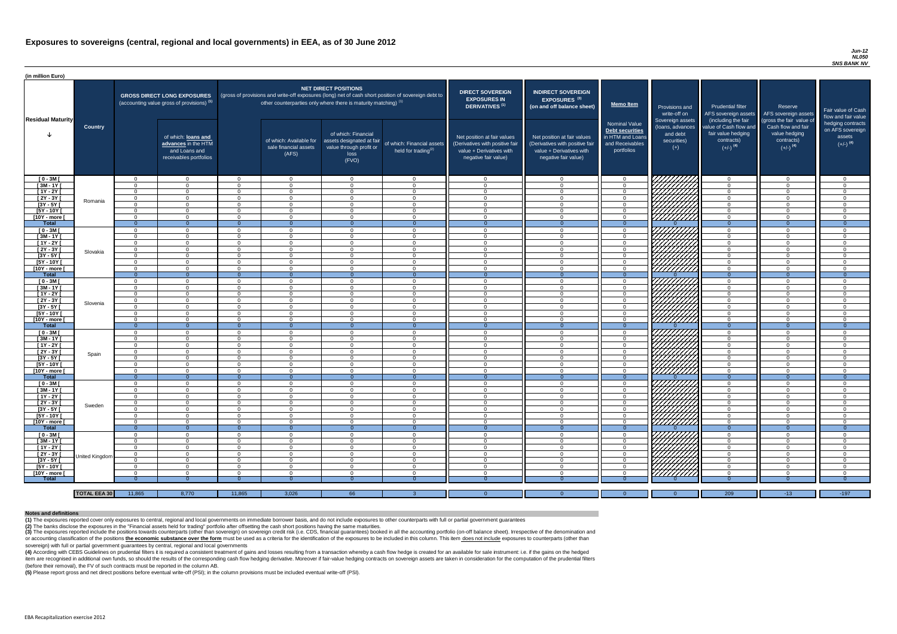# Exposures to sovereigns (central, regional and local governments) in EEA, as of 30 June 2012

*Jun-12*
*NL050*
*SNS BANK NV*

(in million Euro)

| Residual Maturity | Country | GROSS DIRECT LONG EXPOSURES (accounting value gross of provisions) (1) | | NET DIRECT POSITIONS (gross of provisions and write-off exposures (long) net of cash short position of sovereign debt to other counterparties only where there is maturity matching) (1) | | | | DIRECT SOVEREIGN EXPOSURES IN DERIVATIVES (1) | INDIRECT SOVEREIGN EXPOSURES (3) (on and off balance sheet) | Memo Item | Provisions and write-off on Sovereign assets (loans, advances and debt securities) (+) | Prudential filter AFS sovereign assets (including the fair value of Cash flow and fair value hedging contracts) (+/-) (4) | Reserve AFS sovereign assets (gross the fair value of Cash flow and fair value hedging contracts) (+/-) (4) | Fair value of Cash flow and fair value hedging contracts on AFS sovereign assets (+/-) (4) |
|---|---|---|---|---|---|---|---|---|---|---|---|---|---|---|
| | | | of which: loans and advances in the HTM and Loans and receivables portfolios | | of which: Available for sale financial assets (AFS) | of which: Financial assets designated at fair value through profit or loss (FVO) | of which: Financial assets held for trading(2) | Net position at fair values (Derivatives with positive fair value + Derivatives with negative fair value) | Net position at fair values (Derivatives with positive fair value + Derivatives with negative fair value) | Nominal Value Debt securities in HTM and Loans and Receivables portfolios | | | | |
| [ 0 - 3M [ | Romania | 0 | 0 | 0 | 0 | 0 | 0 | 0 | 0 | 0 | | 0 | 0 | 0 |
| [ 3M - 1Y [ | | 0 | 0 | 0 | 0 | 0 | 0 | 0 | 0 | 0 | | 0 | 0 | 0 |
| [ 1Y - 2Y [ | | 0 | 0 | 0 | 0 | 0 | 0 | 0 | 0 | 0 | | 0 | 0 | 0 |
| [ 2Y - 3Y [ | | 0 | 0 | 0 | 0 | 0 | 0 | 0 | 0 | 0 | | 0 | 0 | 0 |
| [3Y - 5Y [ | | 0 | 0 | 0 | 0 | 0 | 0 | 0 | 0 | 0 | | 0 | 0 | 0 |
| [5Y - 10Y [ | | 0 | 0 | 0 | 0 | 0 | 0 | 0 | 0 | 0 | | 0 | 0 | 0 |
| [10Y - more [ | | 0 | 0 | 0 | 0 | 0 | 0 | 0 | 0 | 0 | | 0 | 0 | 0 |
| Total | | 0 | 0 | 0 | 0 | 0 | 0 | 0 | 0 | 0 | 0 | 0 | 0 | 0 |
| [ 0 - 3M [ | Slovakia | 0 | 0 | 0 | 0 | 0 | 0 | 0 | 0 | 0 | | 0 | 0 | 0 |
| [ 3M - 1Y [ | | 0 | 0 | 0 | 0 | 0 | 0 | 0 | 0 | 0 | | 0 | 0 | 0 |
| [ 1Y - 2Y [ | | 0 | 0 | 0 | 0 | 0 | 0 | 0 | 0 | 0 | | 0 | 0 | 0 |
| [ 2Y - 3Y [ | | 0 | 0 | 0 | 0 | 0 | 0 | 0 | 0 | 0 | | 0 | 0 | 0 |
| [3Y - 5Y [ | | 0 | 0 | 0 | 0 | 0 | 0 | 0 | 0 | 0 | | 0 | 0 | 0 |
| [5Y - 10Y [ | | 0 | 0 | 0 | 0 | 0 | 0 | 0 | 0 | 0 | | 0 | 0 | 0 |
| [10Y - more [ | | 0 | 0 | 0 | 0 | 0 | 0 | 0 | 0 | 0 | | 0 | 0 | 0 |
| Total | | 0 | 0 | 0 | 0 | 0 | 0 | 0 | 0 | 0 | 0 | 0 | 0 | 0 |
| [ 0 - 3M [ | Slovenia | 0 | 0 | 0 | 0 | 0 | 0 | 0 | 0 | 0 | | 0 | 0 | 0 |
| [ 3M - 1Y [ | | 0 | 0 | 0 | 0 | 0 | 0 | 0 | 0 | 0 | | 0 | 0 | 0 |
| [ 1Y - 2Y [ | | 0 | 0 | 0 | 0 | 0 | 0 | 0 | 0 | 0 | | 0 | 0 | 0 |
| [ 2Y - 3Y [ | | 0 | 0 | 0 | 0 | 0 | 0 | 0 | 0 | 0 | | 0 | 0 | 0 |
| [3Y - 5Y [ | | 0 | 0 | 0 | 0 | 0 | 0 | 0 | 0 | 0 | | 0 | 0 | 0 |
| [5Y - 10Y [ | | 0 | 0 | 0 | 0 | 0 | 0 | 0 | 0 | 0 | | 0 | 0 | 0 |
| [10Y - more [ | | 0 | 0 | 0 | 0 | 0 | 0 | 0 | 0 | 0 | | 0 | 0 | 0 |
| Total | | 0 | 0 | 0 | 0 | 0 | 0 | 0 | 0 | 0 | 0 | 0 | 0 | 0 |
| [ 0 - 3M [ | Spain | 0 | 0 | 0 | 0 | 0 | 0 | 0 | 0 | 0 | | 0 | 0 | 0 |
| [ 3M - 1Y [ | | 0 | 0 | 0 | 0 | 0 | 0 | 0 | 0 | 0 | | 0 | 0 | 0 |
| [ 1Y - 2Y [ | | 0 | 0 | 0 | 0 | 0 | 0 | 0 | 0 | 0 | | 0 | 0 | 0 |
| [ 2Y - 3Y [ | | 0 | 0 | 0 | 0 | 0 | 0 | 0 | 0 | 0 | | 0 | 0 | 0 |
| [3Y - 5Y [ | | 0 | 0 | 0 | 0 | 0 | 0 | 0 | 0 | 0 | | 0 | 0 | 0 |
| [5Y - 10Y [ | | 0 | 0 | 0 | 0 | 0 | 0 | 0 | 0 | 0 | | 0 | 0 | 0 |
| [10Y - more [ | | 0 | 0 | 0 | 0 | 0 | 0 | 0 | 0 | 0 | | 0 | 0 | 0 |
| Total | | 0 | 0 | 0 | 0 | 0 | 0 | 0 | 0 | 0 | 0 | 0 | 0 | 0 |
| [ 0 - 3M [ | Sweden | 0 | 0 | 0 | 0 | 0 | 0 | 0 | 0 | 0 | | 0 | 0 | 0 |
| [ 3M - 1Y [ | | 0 | 0 | 0 | 0 | 0 | 0 | 0 | 0 | 0 | | 0 | 0 | 0 |
| [ 1Y - 2Y [ | | 0 | 0 | 0 | 0 | 0 | 0 | 0 | 0 | 0 | | 0 | 0 | 0 |
| [ 2Y - 3Y [ | | 0 | 0 | 0 | 0 | 0 | 0 | 0 | 0 | 0 | | 0 | 0 | 0 |
| [3Y - 5Y [ | | 0 | 0 | 0 | 0 | 0 | 0 | 0 | 0 | 0 | | 0 | 0 | 0 |
| [5Y - 10Y [ | | 0 | 0 | 0 | 0 | 0 | 0 | 0 | 0 | 0 | | 0 | 0 | 0 |
| [10Y - more [ | | 0 | 0 | 0 | 0 | 0 | 0 | 0 | 0 | 0 | | 0 | 0 | 0 |
| Total | | 0 | 0 | 0 | 0 | 0 | 0 | 0 | 0 | 0 | 0 | 0 | 0 | 0 |
| [ 0 - 3M [ | United Kingdom | 0 | 0 | 0 | 0 | 0 | 0 | 0 | 0 | 0 | | 0 | 0 | 0 |
| [ 3M - 1Y [ | | 0 | 0 | 0 | 0 | 0 | 0 | 0 | 0 | 0 | | 0 | 0 | 0 |
| [ 1Y - 2Y [ | | 0 | 0 | 0 | 0 | 0 | 0 | 0 | 0 | 0 | | 0 | 0 | 0 |
| [ 2Y - 3Y [ | | 0 | 0 | 0 | 0 | 0 | 0 | 0 | 0 | 0 | | 0 | 0 | 0 |
| [3Y - 5Y [ | | 0 | 0 | 0 | 0 | 0 | 0 | 0 | 0 | 0 | | 0 | 0 | 0 |
| [5Y - 10Y [ | | 0 | 0 | 0 | 0 | 0 | 0 | 0 | 0 | 0 | | 0 | 0 | 0 |
| [10Y - more [ | | 0 | 0 | 0 | 0 | 0 | 0 | 0 | 0 | 0 | | 0 | 0 | 0 |
| Total | | 0 | 0 | 0 | 0 | 0 | 0 | 0 | 0 | 0 | 0 | 0 | 0 | 0 |
| **TOTAL EEA 30** | | 11,865 | 8,770 | 11,865 | 3,026 | 66 | 3 | 0 | 0 | 0 | 0 | 209 | -13 | -197 |

**Notes and definitions**

**(1)** The exposures reported cover only exposures to central, regional and local governments on immediate borrower basis, and do not include exposures to other counterparts with full or partial government guarantees

**(2)** The banks disclose the exposures in the "Financial assets held for trading" portfolio after offsetting the cash short positions having the same maturities.

**(3)** The exposures reported include the positions towards counterparts (other than sovereign) on sovereign credit risk (i.e. CDS, financial guarantees) booked in all the accounting portfolio (on-off balance sheet). Irrespective of the denomination and or accounting classification of the positions **the economic substance over the form** must be used as a criteria for the identification of the exposures to be included in this column. This item does not include exposures to counterparts (other than sovereign) with full or partial government guarantees by central, regional and local governments

**(4)** According with CEBS Guidelines on prudential filters it is required a consistent treatment of gains and losses resulting from a transaction whereby a cash flow hedge is created for an available for sale instrument: i.e. if the gains on the hedged item are recognised in additional own funds, so should the results of the corresponding cash flow hedging derivative. Moreover if fair-value hedging contracts on sovereign assets are taken in consideration for the computation of the prudential filters (before their removal), the FV of such contracts must be reported in the column AB.

**(5)** Please report gross and net direct positions before eventual write-off (PSI); in the column provisions must be included eventual write-off (PSI).